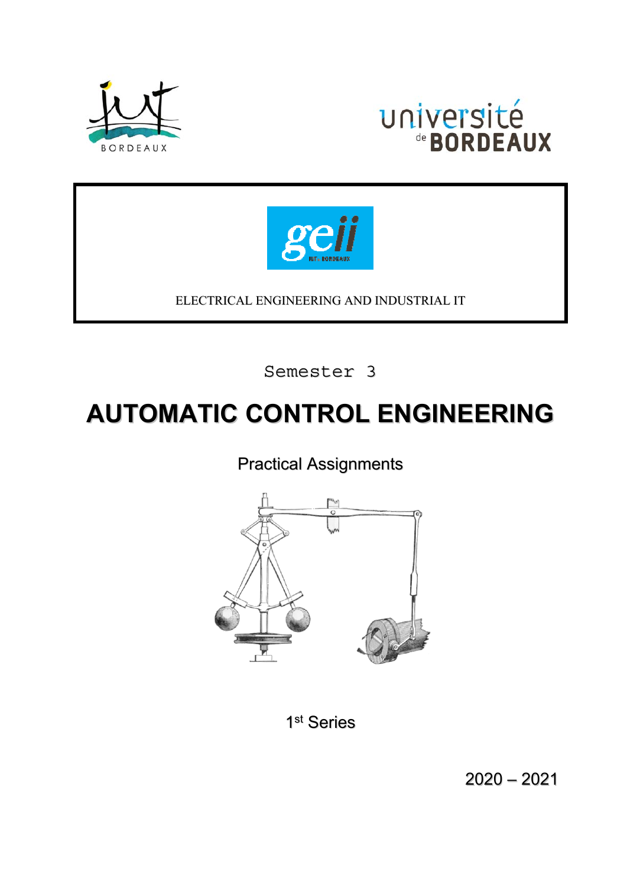IUT BORDEAUX

université de BORDEAUX

geii

ELECTRICAL ENGINEERING AND INDUSTRIAL IT

Semester 3

# AUTOMATIC CONTROL ENGINEERING

Practical Assignments

1st Series

2020 – 2021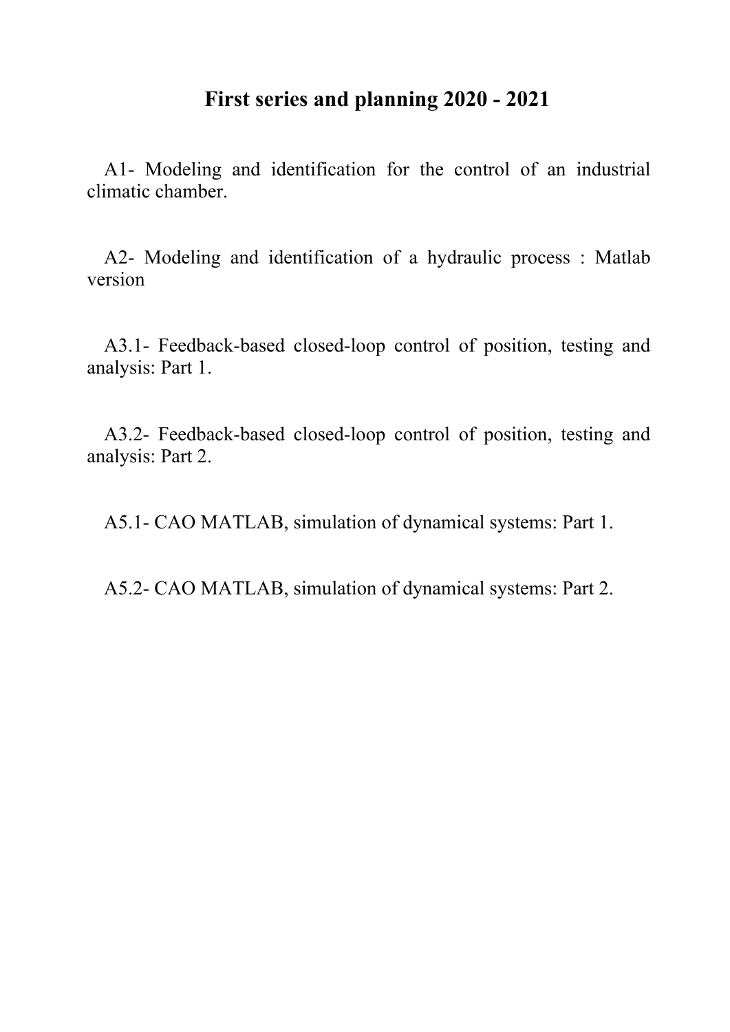# First series and planning 2020 - 2021

A1- Modeling and identification for the control of an industrial climatic chamber.

A2- Modeling and identification of a hydraulic process : Matlab version

A3.1- Feedback-based closed-loop control of position, testing and analysis: Part 1.

A3.2- Feedback-based closed-loop control of position, testing and analysis: Part 2.

A5.1- CAO MATLAB, simulation of dynamical systems: Part 1.

A5.2- CAO MATLAB, simulation of dynamical systems: Part 2.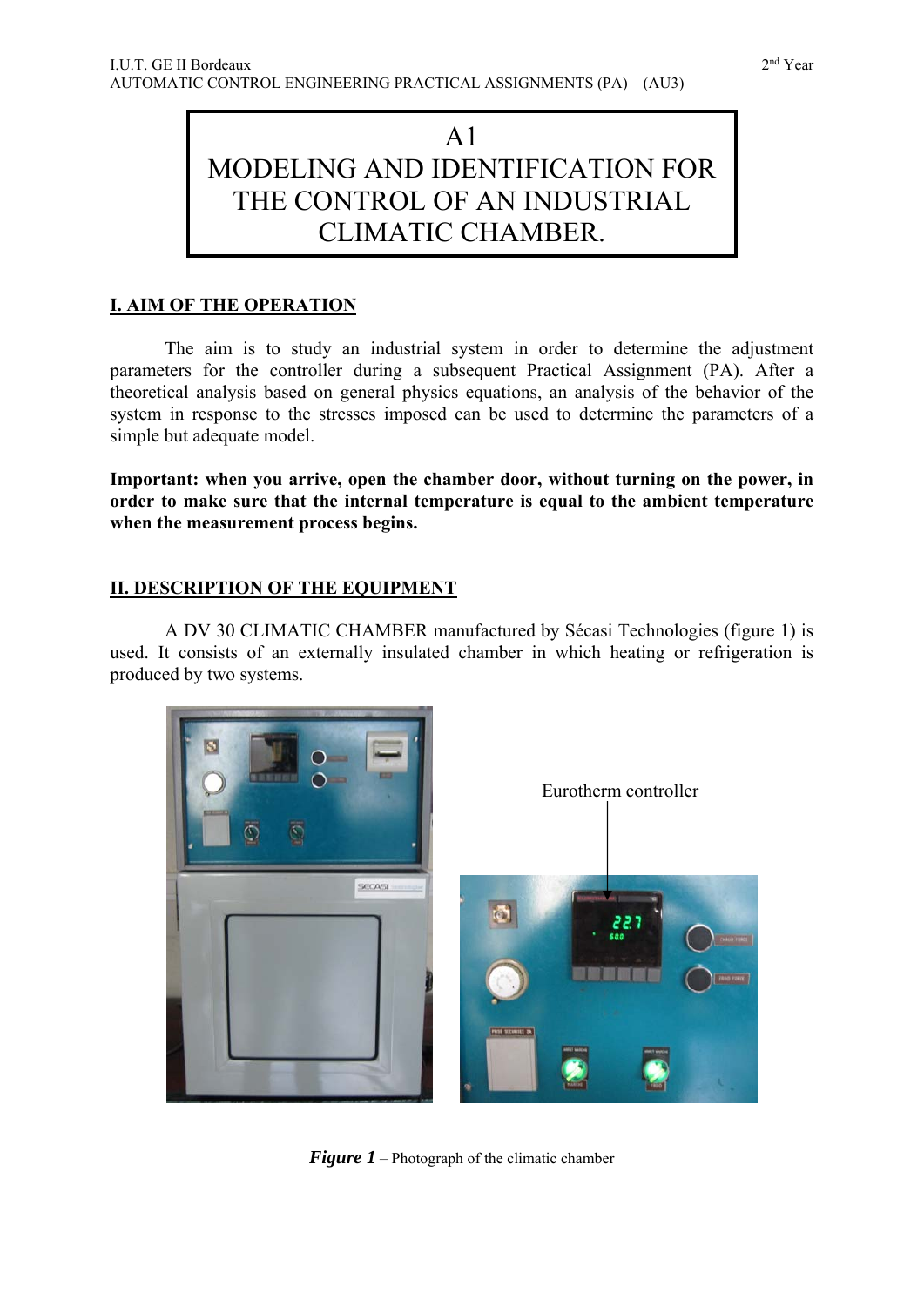# A1
# MODELING AND IDENTIFICATION FOR THE CONTROL OF AN INDUSTRIAL CLIMATIC CHAMBER.

## I. AIM OF THE OPERATION

The aim is to study an industrial system in order to determine the adjustment parameters for the controller during a subsequent Practical Assignment (PA). After a theoretical analysis based on general physics equations, an analysis of the behavior of the system in response to the stresses imposed can be used to determine the parameters of a simple but adequate model.

**Important: when you arrive, open the chamber door, without turning on the power, in order to make sure that the internal temperature is equal to the ambient temperature when the measurement process begins.**

## II. DESCRIPTION OF THE EQUIPMENT

A DV 30 CLIMATIC CHAMBER manufactured by Sécasi Technologies (figure 1) is used. It consists of an externally insulated chamber in which heating or refrigeration is produced by two systems.

Eurotherm controller

***Figure 1*** – Photograph of the climatic chamber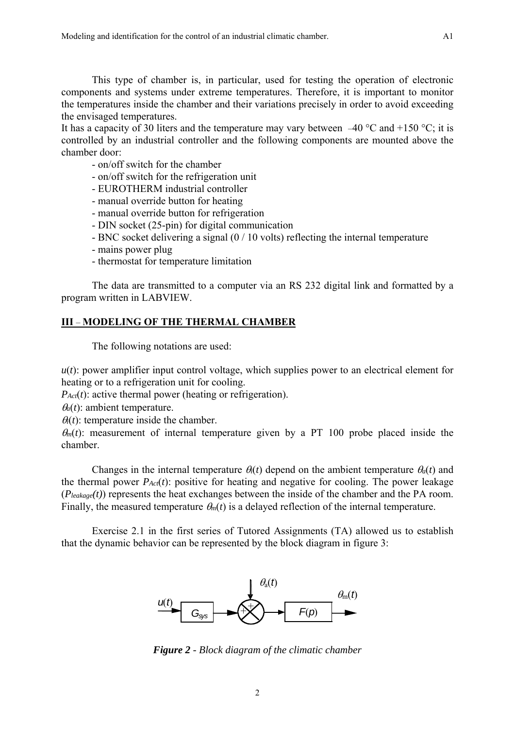This type of chamber is, in particular, used for testing the operation of electronic components and systems under extreme temperatures. Therefore, it is important to monitor the temperatures inside the chamber and their variations precisely in order to avoid exceeding the envisaged temperatures.

It has a capacity of 30 liters and the temperature may vary between –40 °C and +150 °C; it is controlled by an industrial controller and the following components are mounted above the chamber door:

- on/off switch for the chamber
- on/off switch for the refrigeration unit
- EUROTHERM industrial controller
- manual override button for heating
- manual override button for refrigeration
- DIN socket (25-pin) for digital communication
- BNC socket delivering a signal (0 / 10 volts) reflecting the internal temperature
- mains power plug
- thermostat for temperature limitation

The data are transmitted to a computer via an RS 232 digital link and formatted by a program written in LABVIEW.

## III – MODELING OF THE THERMAL CHAMBER

The following notations are used:

$u(t)$: power amplifier input control voltage, which supplies power to an electrical element for heating or to a refrigeration unit for cooling.

$P_{Act}(t)$: active thermal power (heating or refrigeration).

$\theta_a(t)$: ambient temperature.

$\theta_i(t)$: temperature inside the chamber.

$\theta_m(t)$: measurement of internal temperature given by a PT 100 probe placed inside the chamber.

Changes in the internal temperature $\theta_i(t)$ depend on the ambient temperature $\theta_a(t)$ and the thermal power $P_{Act}(t)$: positive for heating and negative for cooling. The power leakage ($P_{leakage}(t)$) represents the heat exchanges between the inside of the chamber and the PA room. Finally, the measured temperature $\theta_m(t)$ is a delayed reflection of the internal temperature.

Exercise 2.1 in the first series of Tutored Assignments (TA) allowed us to establish that the dynamic behavior can be represented by the block diagram in figure 3:

$u(t)$ → $G_{sys}$ → (+ summing junction + with $\theta_a(t)$) → $F(p)$ → $\theta_m(t)$

***Figure 2** - Block diagram of the climatic chamber*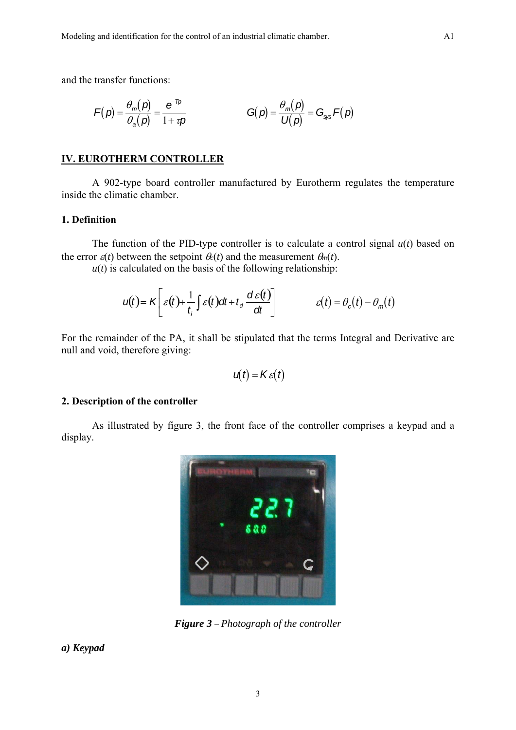and the transfer functions:

$$F(p) = \frac{\theta_m(p)}{\theta_a(p)} = \frac{e^{-Tp}}{1+\tau p} \qquad\qquad G(p) = \frac{\theta_m(p)}{U(p)} = G_{sys} F(p)$$

## IV. EUROTHERM CONTROLLER

A 902-type board controller manufactured by Eurotherm regulates the temperature inside the climatic chamber.

### 1. Definition

The function of the PID-type controller is to calculate a control signal $u(t)$ based on the error $\varepsilon(t)$ between the setpoint $\theta_c(t)$ and the measurement $\theta_m(t)$.

$u(t)$ is calculated on the basis of the following relationship:

$$u(t) = K\left[\varepsilon(t) + \frac{1}{t_i}\int \varepsilon(t)dt + t_d \frac{d\,\varepsilon(t)}{dt}\right] \qquad\qquad \varepsilon(t) = \theta_c(t) - \theta_m(t)$$

For the remainder of the PA, it shall be stipulated that the terms Integral and Derivative are null and void, therefore giving:

$$u(t) = K\,\varepsilon(t)$$

### 2. Description of the controller

As illustrated by figure 3, the front face of the controller comprises a keypad and a display.

***Figure 3*** *– Photograph of the controller*

***a) Keypad***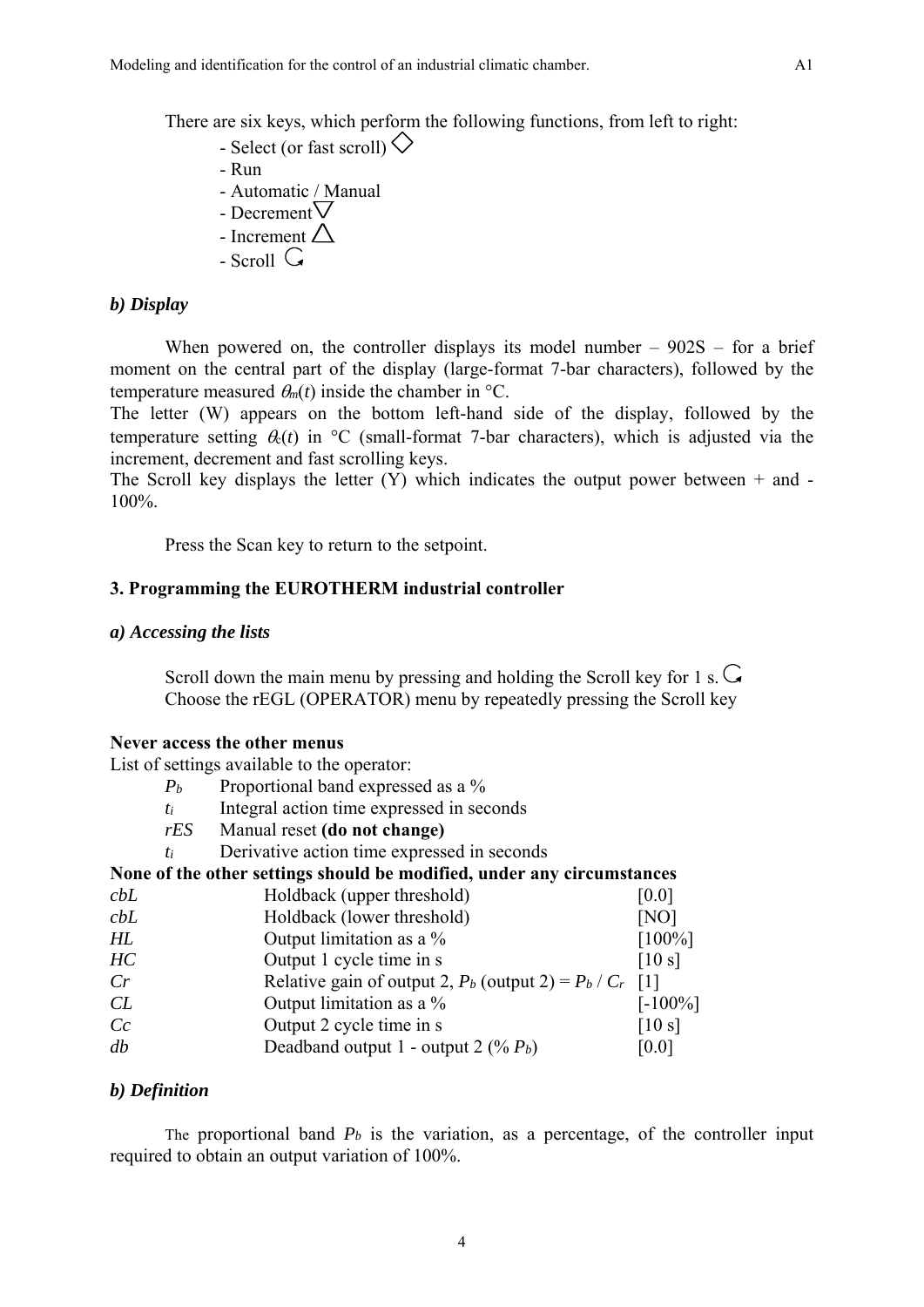There are six keys, which perform the following functions, from left to right:

- Select (or fast scroll) ◇
- Run
- Automatic / Manual
- Decrement ▽
- Increment △
- Scroll ↻

### b) Display

When powered on, the controller displays its model number – 902S – for a brief moment on the central part of the display (large-format 7-bar characters), followed by the temperature measured $\theta_m(t)$ inside the chamber in °C.

The letter (W) appears on the bottom left-hand side of the display, followed by the temperature setting $\theta_c(t)$ in °C (small-format 7-bar characters), which is adjusted via the increment, decrement and fast scrolling keys.

The Scroll key displays the letter (Y) which indicates the output power between + and - 100%.

Press the Scan key to return to the setpoint.

## 3. Programming the EUROTHERM industrial controller

### a) Accessing the lists

Scroll down the main menu by pressing and holding the Scroll key for 1 s. ↻
Choose the rEGL (OPERATOR) menu by repeatedly pressing the Scroll key

**Never access the other menus**

List of settings available to the operator:

| | |
|---|---|
| $P_b$ | Proportional band expressed as a % |
| $t_i$ | Integral action time expressed in seconds |
| *rES* | Manual reset **(do not change)** |
| $t_i$ | Derivative action time expressed in seconds |

**None of the other settings should be modified, under any circumstances**

| | | |
|---|---|---|
| *cbL* | Holdback (upper threshold) | [0.0] |
| *cbL* | Holdback (lower threshold) | [NO] |
| *HL* | Output limitation as a % | [100%] |
| *HC* | Output 1 cycle time in s | [10 s] |
| *Cr* | Relative gain of output 2, $P_b$ (output 2) = $P_b$ / $C_r$ | [1] |
| *CL* | Output limitation as a % | [-100%] |
| *Cc* | Output 2 cycle time in s | [10 s] |
| *db* | Deadband output 1 - output 2 (% $P_b$) | [0.0] |

### b) Definition

The proportional band $P_b$ is the variation, as a percentage, of the controller input required to obtain an output variation of 100%.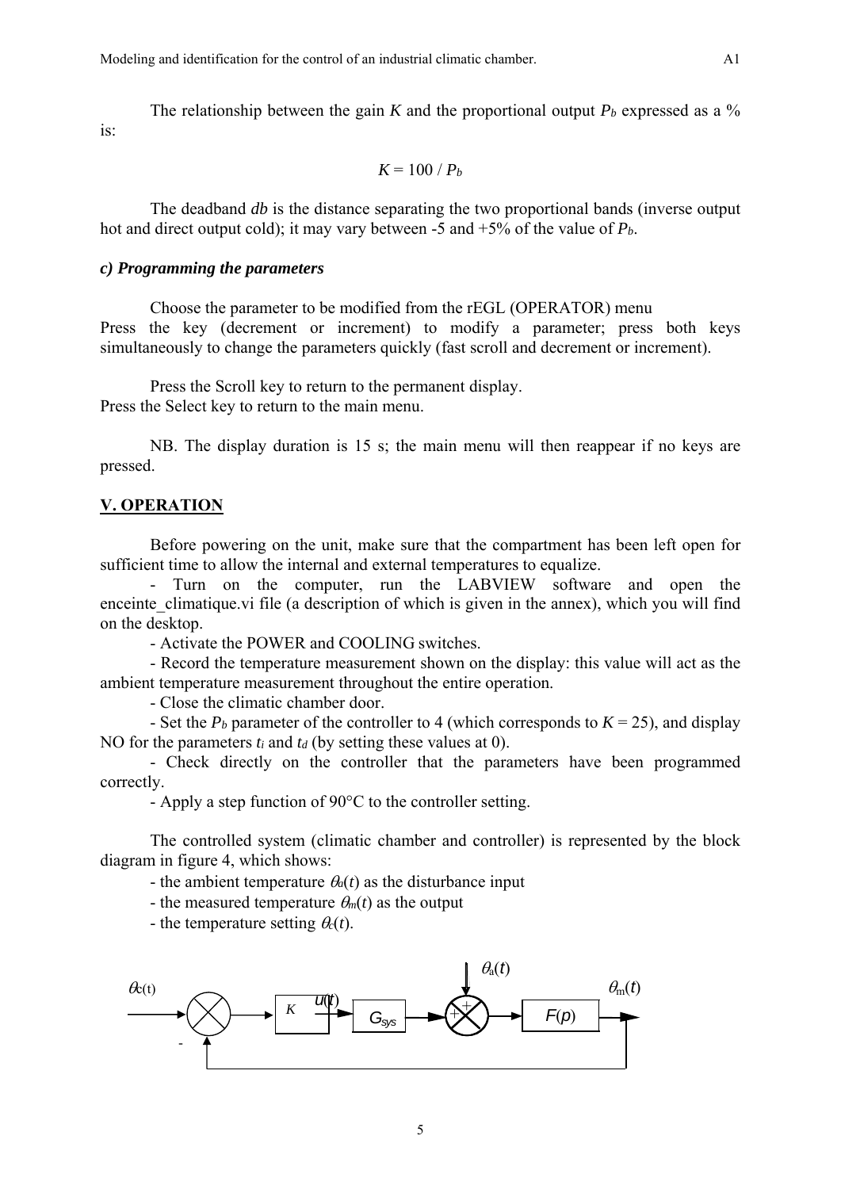The relationship between the gain $K$ and the proportional output $P_b$ expressed as a % is:

$$K = 100 / P_b$$

The deadband *db* is the distance separating the two proportional bands (inverse output hot and direct output cold); it may vary between -5 and +5% of the value of $P_b$.

### *c) Programming the parameters*

Choose the parameter to be modified from the rEGL (OPERATOR) menu
Press the key (decrement or increment) to modify a parameter; press both keys simultaneously to change the parameters quickly (fast scroll and decrement or increment).

Press the Scroll key to return to the permanent display.
Press the Select key to return to the main menu.

NB. The display duration is 15 s; the main menu will then reappear if no keys are pressed.

## V. OPERATION

Before powering on the unit, make sure that the compartment has been left open for sufficient time to allow the internal and external temperatures to equalize.

- Turn on the computer, run the LABVIEW software and open the enceinte_climatique.vi file (a description of which is given in the annex), which you will find on the desktop.
- Activate the POWER and COOLING switches.
- Record the temperature measurement shown on the display: this value will act as the ambient temperature measurement throughout the entire operation.
- Close the climatic chamber door.
- Set the $P_b$ parameter of the controller to 4 (which corresponds to $K = 25$), and display NO for the parameters $t_i$ and $t_d$ (by setting these values at 0).
- Check directly on the controller that the parameters have been programmed correctly.
- Apply a step function of 90°C to the controller setting.

The controlled system (climatic chamber and controller) is represented by the block diagram in figure 4, which shows:

- the ambient temperature $\theta_a(t)$ as the disturbance input
- the measured temperature $\theta_m(t)$ as the output
- the temperature setting $\theta_c(t)$.

$\theta_c(t)$ → ⊗ (−) → $K$ → $u(t)$ → $G_{sys}$ → ⊕ (+ $\theta_a(t)$) → $F(p)$ → $\theta_m(t)$ (fed back to ⊗)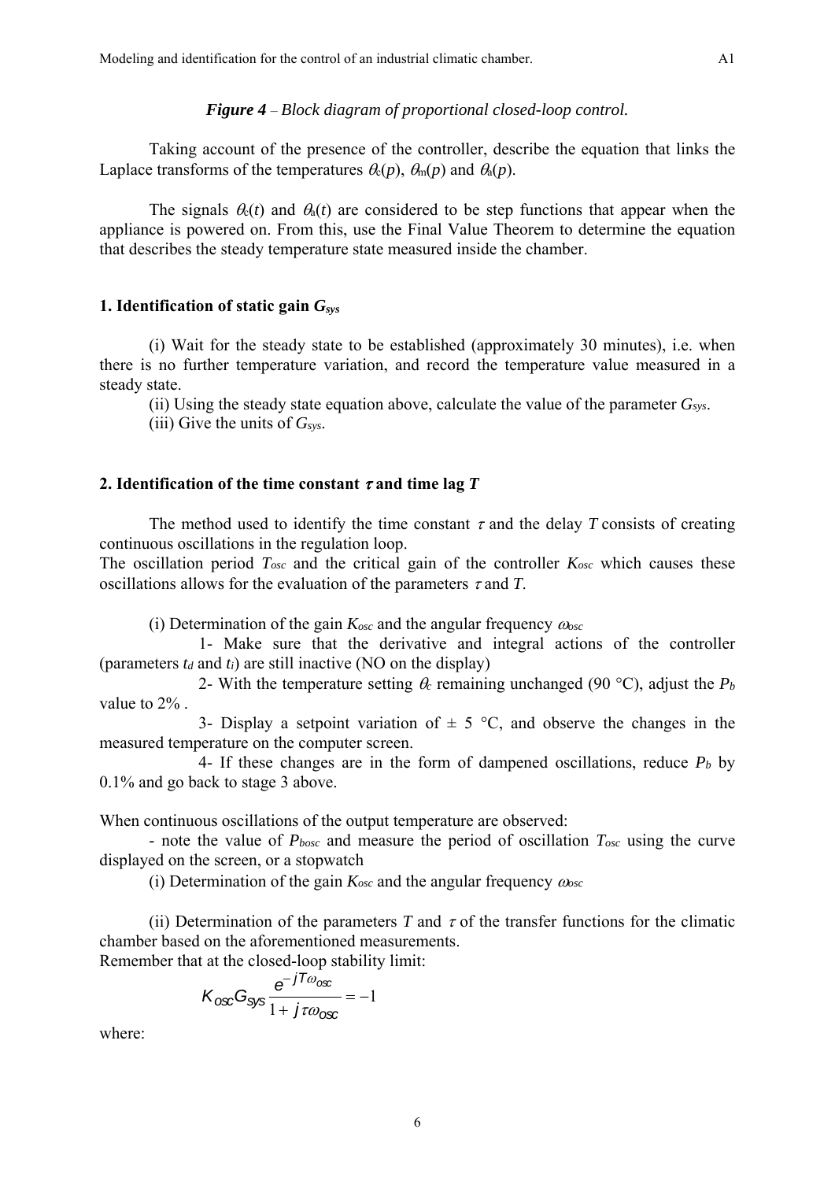***Figure 4*** *– Block diagram of proportional closed-loop control.*

Taking account of the presence of the controller, describe the equation that links the Laplace transforms of the temperatures $\theta_c(p)$, $\theta_m(p)$ and $\theta_a(p)$.

The signals $\theta_c(t)$ and $\theta_a(t)$ are considered to be step functions that appear when the appliance is powered on. From this, use the Final Value Theorem to determine the equation that describes the steady temperature state measured inside the chamber.

### 1. Identification of static gain $G_{sys}$

(i) Wait for the steady state to be established (approximately 30 minutes), i.e. when there is no further temperature variation, and record the temperature value measured in a steady state.

(ii) Using the steady state equation above, calculate the value of the parameter $G_{sys}$.

(iii) Give the units of $G_{sys}$.

### 2. Identification of the time constant $\tau$ and time lag $T$

The method used to identify the time constant $\tau$ and the delay $T$ consists of creating continuous oscillations in the regulation loop.
The oscillation period $T_{osc}$ and the critical gain of the controller $K_{osc}$ which causes these oscillations allows for the evaluation of the parameters $\tau$ and $T$.

(i) Determination of the gain $K_{osc}$ and the angular frequency $\omega_{osc}$

1- Make sure that the derivative and integral actions of the controller (parameters $t_d$ and $t_i$) are still inactive (NO on the display)

2- With the temperature setting $\theta_c$ remaining unchanged (90 °C), adjust the $P_b$ value to 2% .

3- Display a setpoint variation of ± 5 °C, and observe the changes in the measured temperature on the computer screen.

4- If these changes are in the form of dampened oscillations, reduce $P_b$ by 0.1% and go back to stage 3 above.

When continuous oscillations of the output temperature are observed:

- note the value of $P_{bosc}$ and measure the period of oscillation $T_{osc}$ using the curve displayed on the screen, or a stopwatch

(i) Determination of the gain $K_{osc}$ and the angular frequency $\omega_{osc}$

(ii) Determination of the parameters $T$ and $\tau$ of the transfer functions for the climatic chamber based on the aforementioned measurements.
Remember that at the closed-loop stability limit:

$$K_{osc} G_{sys} \frac{e^{-jT\omega_{osc}}}{1 + j\tau\omega_{osc}} = -1$$

where: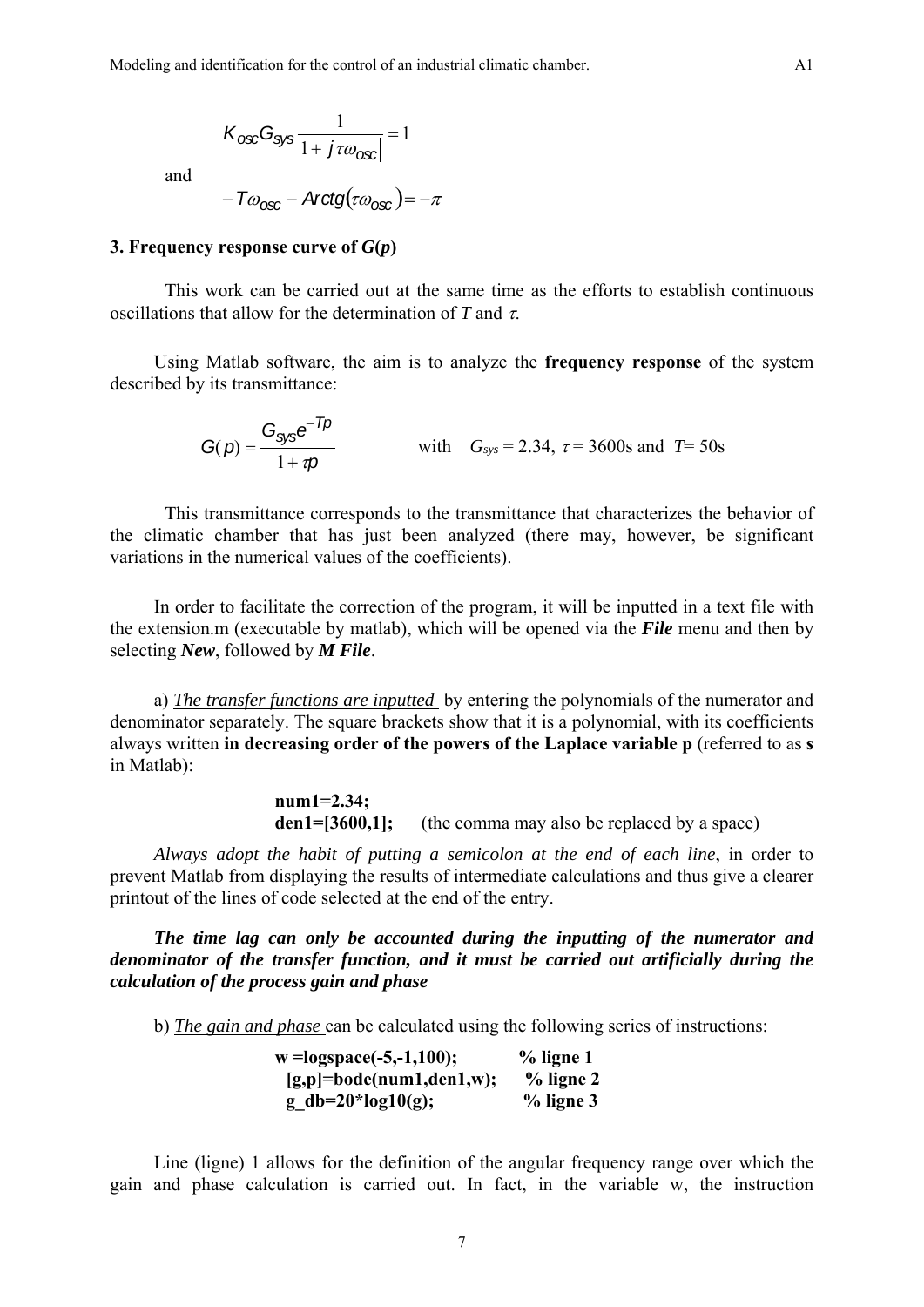$$K_{osc} G_{sys} \frac{1}{\left|1 + j\,\tau\omega_{osc}\right|} = 1$$

and

$$-T\omega_{osc} - Arctg(\tau\omega_{osc}) = -\pi$$

### 3. Frequency response curve of *G*(*p*)

This work can be carried out at the same time as the efforts to establish continuous oscillations that allow for the determination of *T* and $\tau$.

Using Matlab software, the aim is to analyze the **frequency response** of the system described by its transmittance:

$$G(p) = \frac{G_{sys} e^{-Tp}}{1 + \tau p} \qquad \text{with} \quad G_{sys} = 2.34,\ \tau = 3600\text{s and } T = 50\text{s}$$

This transmittance corresponds to the transmittance that characterizes the behavior of the climatic chamber that has just been analyzed (there may, however, be significant variations in the numerical values of the coefficients).

In order to facilitate the correction of the program, it will be inputted in a text file with the extension.m (executable by matlab), which will be opened via the ***File*** menu and then by selecting ***New***, followed by ***M File***.

a) *The transfer functions are inputted* by entering the polynomials of the numerator and denominator separately. The square brackets show that it is a polynomial, with its coefficients always written **in decreasing order of the powers of the Laplace variable p** (referred to as **s** in Matlab):

```
num1=2.34;
den1=[3600,1];     (the comma may also be replaced by a space)
```

*Always adopt the habit of putting a semicolon at the end of each line*, in order to prevent Matlab from displaying the results of intermediate calculations and thus give a clearer printout of the lines of code selected at the end of the entry.

***The time lag can only be accounted during the inputting of the numerator and denominator of the transfer function, and it must be carried out artificially during the calculation of the process gain and phase***

b) *The gain and phase* can be calculated using the following series of instructions:

```
w =logspace(-5,-1,100);          % ligne 1
 [g,p]=bode(num1,den1,w);        % ligne 2
 g_db=20*log10(g);               % ligne 3
```

Line (ligne) 1 allows for the definition of the angular frequency range over which the gain and phase calculation is carried out. In fact, in the variable w, the instruction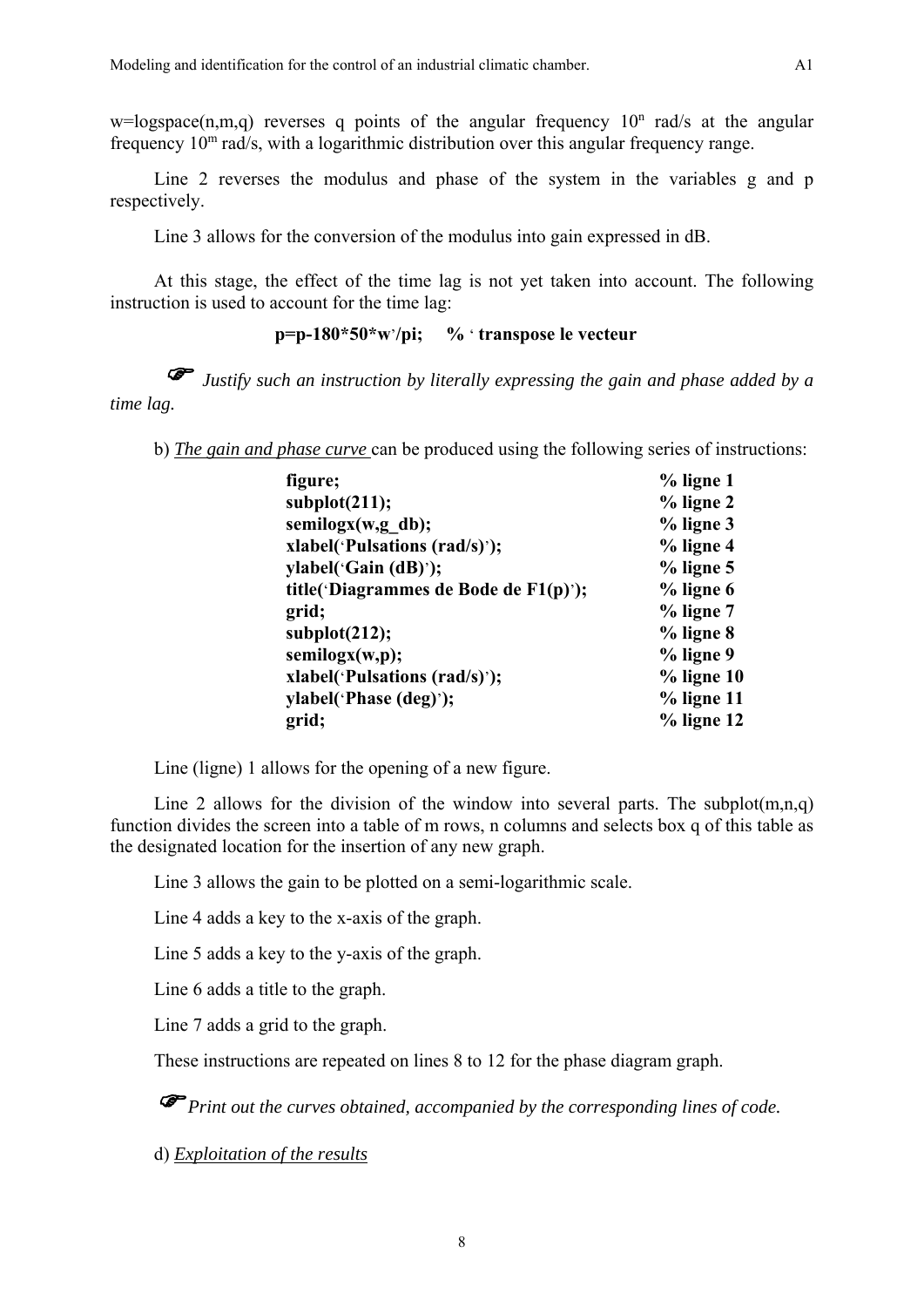w=logspace(n,m,q) reverses q points of the angular frequency $10^n$ rad/s at the angular frequency $10^m$ rad/s, with a logarithmic distribution over this angular frequency range.

Line 2 reverses the modulus and phase of the system in the variables g and p respectively.

Line 3 allows for the conversion of the modulus into gain expressed in dB.

At this stage, the effect of the time lag is not yet taken into account. The following instruction is used to account for the time lag:

```
p=p-180*50*w'/pi;     % ' transpose le vecteur
```

☞ *Justify such an instruction by literally expressing the gain and phase added by a time lag.*

b) *The gain and phase curve* can be produced using the following series of instructions:

```
figure;                                       % ligne 1
subplot(211);                                 % ligne 2
semilogx(w,g_db);                             % ligne 3
xlabel('Pulsations (rad/s)');                 % ligne 4
ylabel('Gain (dB)');                          % ligne 5
title('Diagrammes de Bode de F1(p)');         % ligne 6
grid;                                         % ligne 7
subplot(212);                                 % ligne 8
semilogx(w,p);                                % ligne 9
xlabel('Pulsations (rad/s)');                 % ligne 10
ylabel('Phase (deg)');                        % ligne 11
grid;                                         % ligne 12
```

Line (ligne) 1 allows for the opening of a new figure.

Line 2 allows for the division of the window into several parts. The subplot(m,n,q) function divides the screen into a table of m rows, n columns and selects box q of this table as the designated location for the insertion of any new graph.

Line 3 allows the gain to be plotted on a semi-logarithmic scale.

Line 4 adds a key to the x-axis of the graph.

Line 5 adds a key to the y-axis of the graph.

Line 6 adds a title to the graph.

Line 7 adds a grid to the graph.

These instructions are repeated on lines 8 to 12 for the phase diagram graph.

☞ *Print out the curves obtained, accompanied by the corresponding lines of code.*

d) *Exploitation of the results*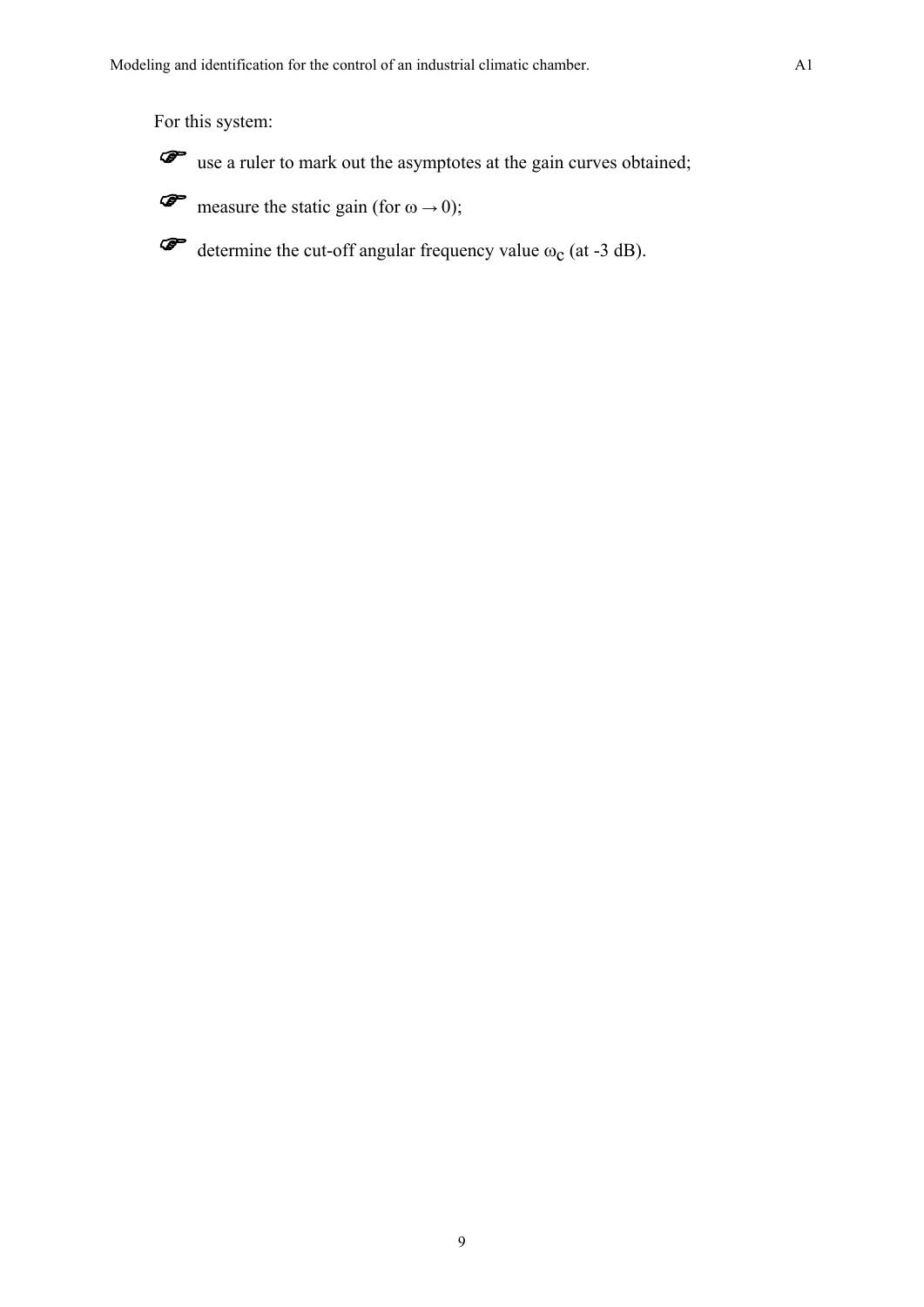For this system:

- ☞ use a ruler to mark out the asymptotes at the gain curves obtained;
- ☞ measure the static gain (for $\omega \rightarrow 0$);
- ☞ determine the cut-off angular frequency value $\omega_c$ (at -3 dB).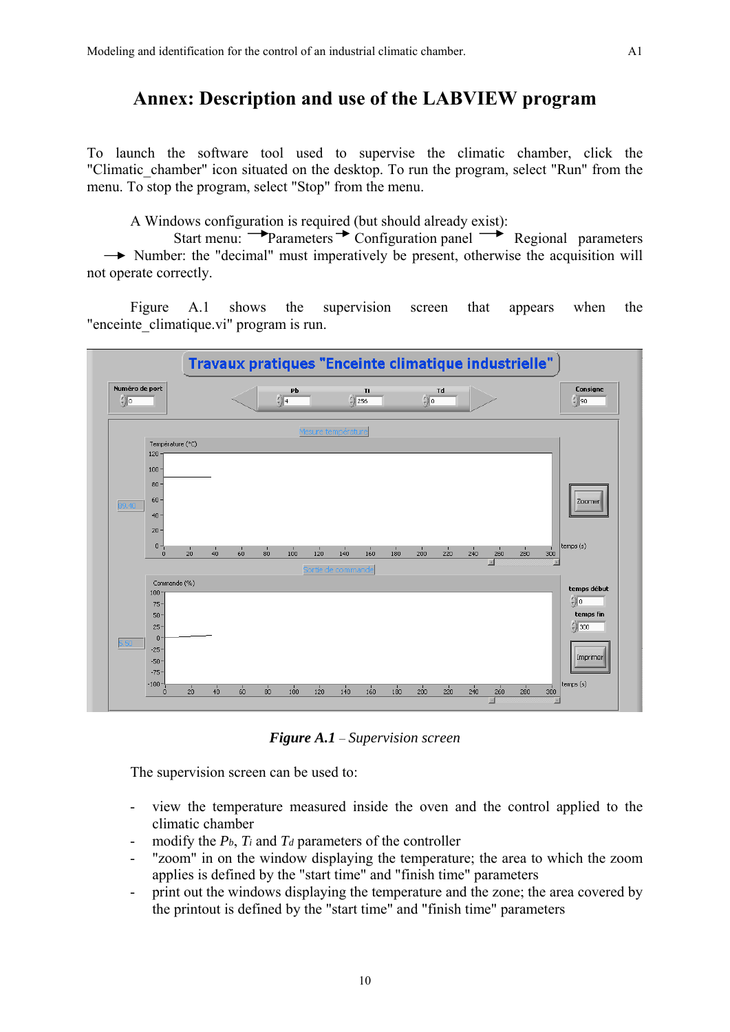# Annex: Description and use of the LABVIEW program

To launch the software tool used to supervise the climatic chamber, click the "Climatic_chamber" icon situated on the desktop. To run the program, select "Run" from the menu. To stop the program, select "Stop" from the menu.

A Windows configuration is required (but should already exist):
Start menu: → Parameters → Configuration panel → Regional parameters → Number: the "decimal" must imperatively be present, otherwise the acquisition will not operate correctly.

Figure A.1 shows the supervision screen that appears when the "enceinte_climatique.vi" program is run.

***Figure A.1*** *– Supervision screen*

The supervision screen can be used to:

- view the temperature measured inside the oven and the control applied to the climatic chamber
- modify the $P_b$, $T_i$ and $T_d$ parameters of the controller
- "zoom" in on the window displaying the temperature; the area to which the zoom applies is defined by the "start time" and "finish time" parameters
- print out the windows displaying the temperature and the zone; the area covered by the printout is defined by the "start time" and "finish time" parameters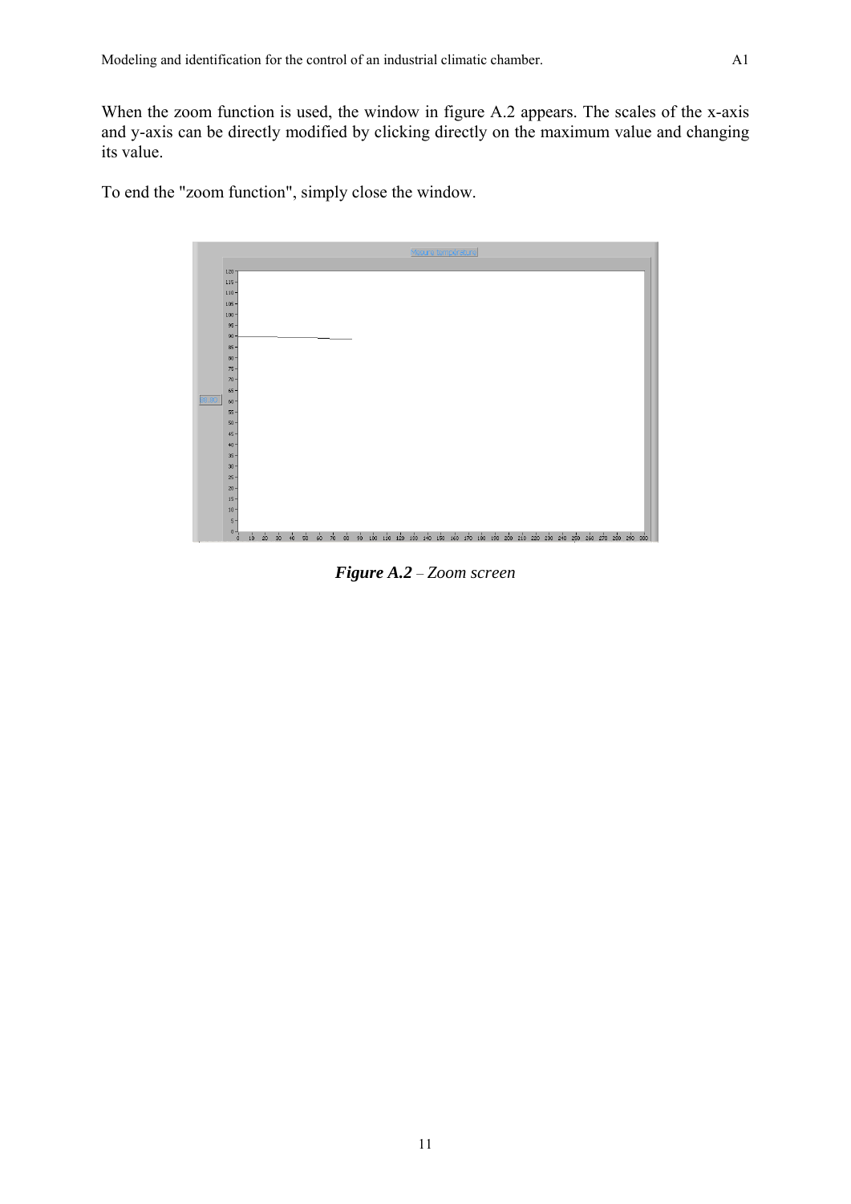When the zoom function is used, the window in figure A.2 appears. The scales of the x-axis and y-axis can be directly modified by clicking directly on the maximum value and changing its value.

To end the "zoom function", simply close the window.

***Figure A.2*** *– Zoom screen*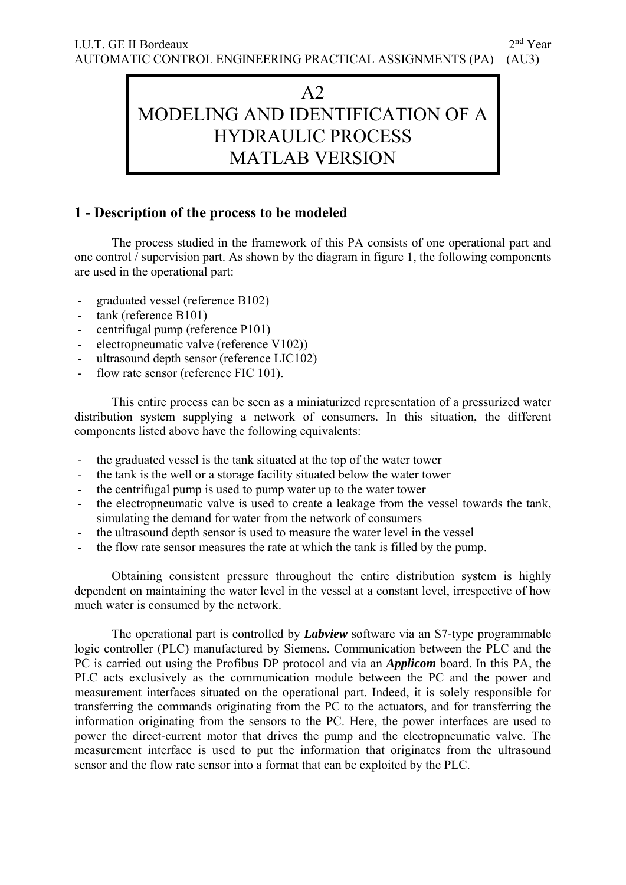# A2
# MODELING AND IDENTIFICATION OF A HYDRAULIC PROCESS
# MATLAB VERSION

## 1 - Description of the process to be modeled

The process studied in the framework of this PA consists of one operational part and one control / supervision part. As shown by the diagram in figure 1, the following components are used in the operational part:

- graduated vessel (reference B102)
- tank (reference B101)
- centrifugal pump (reference P101)
- electropneumatic valve (reference V102))
- ultrasound depth sensor (reference LIC102)
- flow rate sensor (reference FIC 101).

This entire process can be seen as a miniaturized representation of a pressurized water distribution system supplying a network of consumers. In this situation, the different components listed above have the following equivalents:

- the graduated vessel is the tank situated at the top of the water tower
- the tank is the well or a storage facility situated below the water tower
- the centrifugal pump is used to pump water up to the water tower
- the electropneumatic valve is used to create a leakage from the vessel towards the tank, simulating the demand for water from the network of consumers
- the ultrasound depth sensor is used to measure the water level in the vessel
- the flow rate sensor measures the rate at which the tank is filled by the pump.

Obtaining consistent pressure throughout the entire distribution system is highly dependent on maintaining the water level in the vessel at a constant level, irrespective of how much water is consumed by the network.

The operational part is controlled by ***Labview*** software via an S7-type programmable logic controller (PLC) manufactured by Siemens. Communication between the PLC and the PC is carried out using the Profibus DP protocol and via an ***Applicom*** board. In this PA, the PLC acts exclusively as the communication module between the PC and the power and measurement interfaces situated on the operational part. Indeed, it is solely responsible for transferring the commands originating from the PC to the actuators, and for transferring the information originating from the sensors to the PC. Here, the power interfaces are used to power the direct-current motor that drives the pump and the electropneumatic valve. The measurement interface is used to put the information that originates from the ultrasound sensor and the flow rate sensor into a format that can be exploited by the PLC.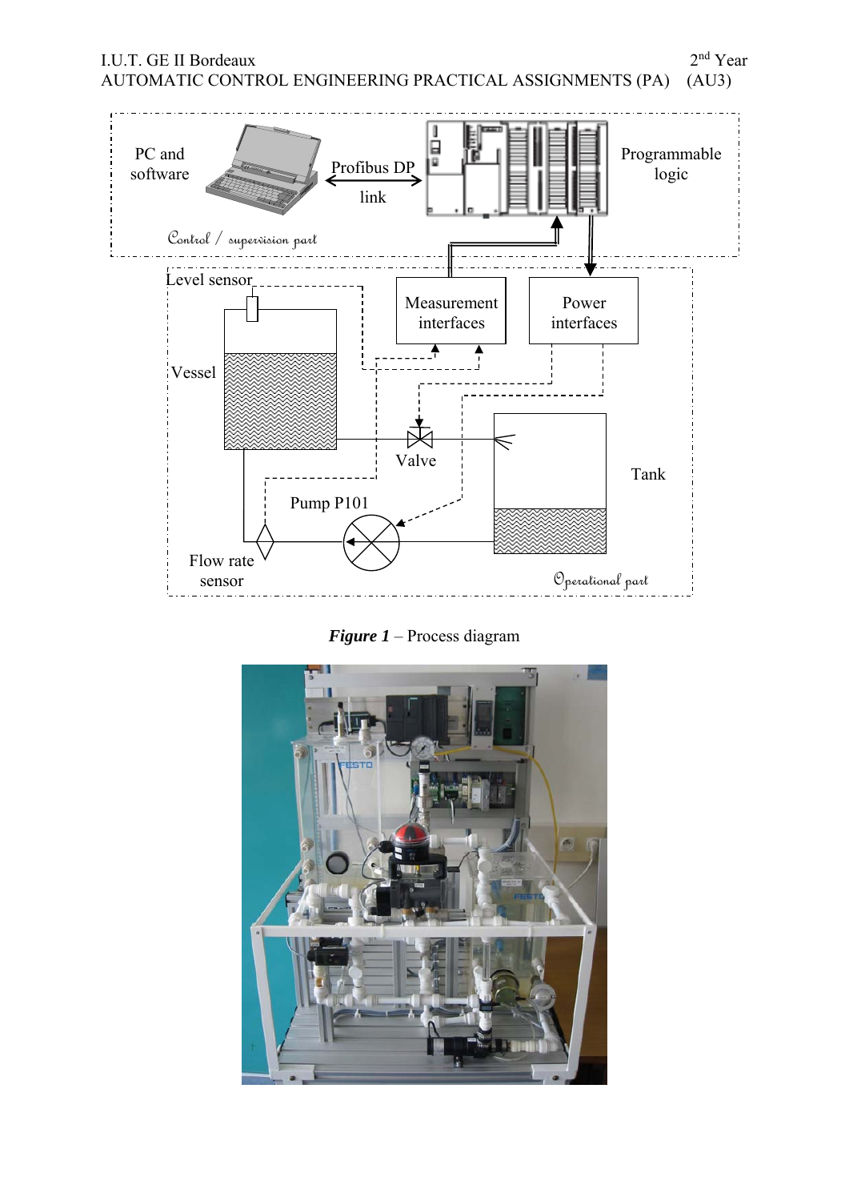*Figure 1* – Process diagram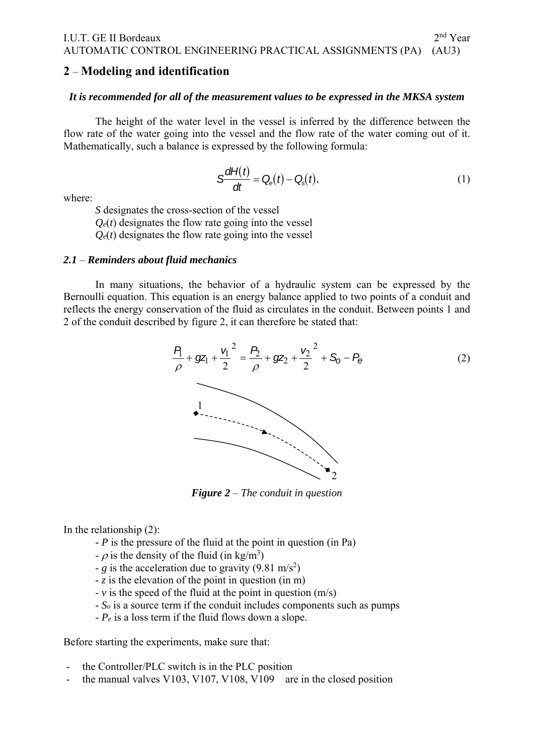## 2 – Modeling and identification

***It is recommended for all of the measurement values to be expressed in the MKSA system***

The height of the water level in the vessel is inferred by the difference between the flow rate of the water going into the vessel and the flow rate of the water coming out of it. Mathematically, such a balance is expressed by the following formula:

$$S\frac{dH(t)}{dt} = Q_e(t) - Q_s(t), \tag{1}$$

where:

$S$ designates the cross-section of the vessel
$Q_e(t)$ designates the flow rate going into the vessel
$Q_e(t)$ designates the flow rate going into the vessel

### *2.1 – Reminders about fluid mechanics*

In many situations, the behavior of a hydraulic system can be expressed by the Bernoulli equation. This equation is an energy balance applied to two points of a conduit and reflects the energy conservation of the fluid as circulates in the conduit. Between points 1 and 2 of the conduit described by figure 2, it can therefore be stated that:

$$\frac{P_1}{\rho} + gz_1 + \frac{v_1}{2}^2 = \frac{P_2}{\rho} + gz_2 + \frac{v_2}{2}^2 + S_o - P_e \tag{2}$$

***Figure 2*** *– The conduit in question*

In the relationship (2):

- $P$ is the pressure of the fluid at the point in question (in Pa)
- $\rho$ is the density of the fluid (in kg/m$^3$)
- $g$ is the acceleration due to gravity (9.81 m/s$^2$)
- $z$ is the elevation of the point in question (in m)
- $v$ is the speed of the fluid at the point in question (m/s)
- $S_o$ is a source term if the conduit includes components such as pumps
- $P_e$ is a loss term if the fluid flows down a slope.

Before starting the experiments, make sure that:

- the Controller/PLC switch is in the PLC position
- the manual valves V103, V107, V108, V109 are in the closed position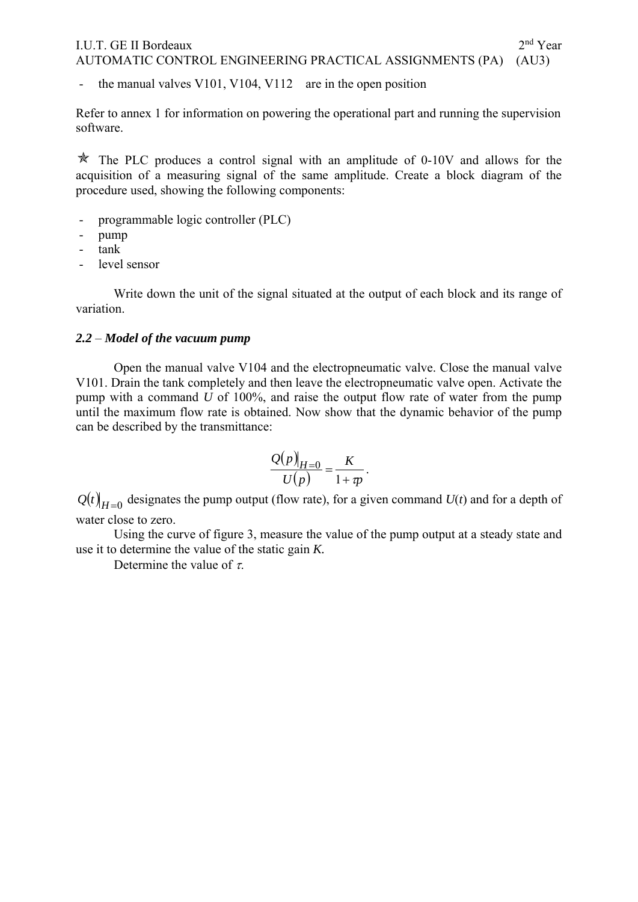- the manual valves V101, V104, V112 are in the open position

Refer to annex 1 for information on powering the operational part and running the supervision software.

✯ The PLC produces a control signal with an amplitude of 0-10V and allows for the acquisition of a measuring signal of the same amplitude. Create a block diagram of the procedure used, showing the following components:

- programmable logic controller (PLC)
- pump
- tank
- level sensor

Write down the unit of the signal situated at the output of each block and its range of variation.

### *2.2 – Model of the vacuum pump*

Open the manual valve V104 and the electropneumatic valve. Close the manual valve V101. Drain the tank completely and then leave the electropneumatic valve open. Activate the pump with a command *U* of 100%, and raise the output flow rate of water from the pump until the maximum flow rate is obtained. Now show that the dynamic behavior of the pump can be described by the transmittance:

$$\frac{Q(p)|_{H=0}}{U(p)} = \frac{K}{1+\tau p}.$$

$Q(t)|_{H=0}$ designates the pump output (flow rate), for a given command $U(t)$ and for a depth of water close to zero.

Using the curve of figure 3, measure the value of the pump output at a steady state and use it to determine the value of the static gain *K*.

Determine the value of $\tau$.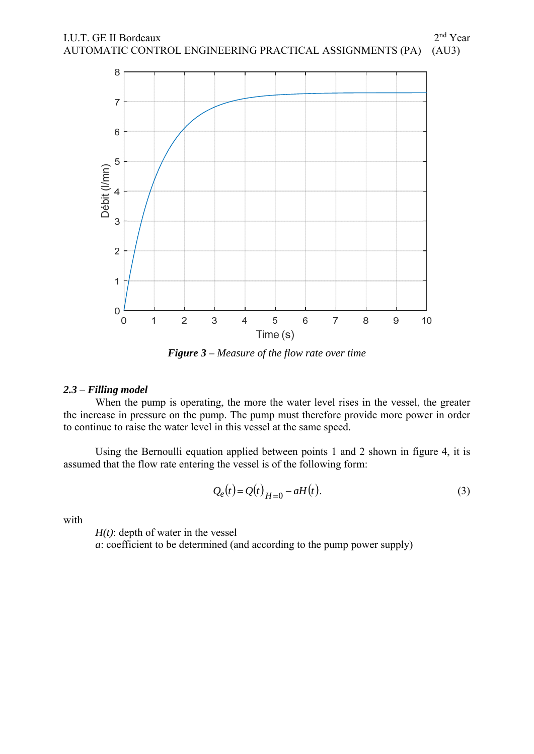*Figure 3 – Measure of the flow rate over time*

### *2.3 – Filling model*

When the pump is operating, the more the water level rises in the vessel, the greater the increase in pressure on the pump. The pump must therefore provide more power in order to continue to raise the water level in this vessel at the same speed.

Using the Bernoulli equation applied between points 1 and 2 shown in figure 4, it is assumed that the flow rate entering the vessel is of the following form:

$$Q_e(t) = Q(t)\big|_{H=0} - aH(t). \tag{3}$$

with

*H(t)*: depth of water in the vessel

*a*: coefficient to be determined (and according to the pump power supply)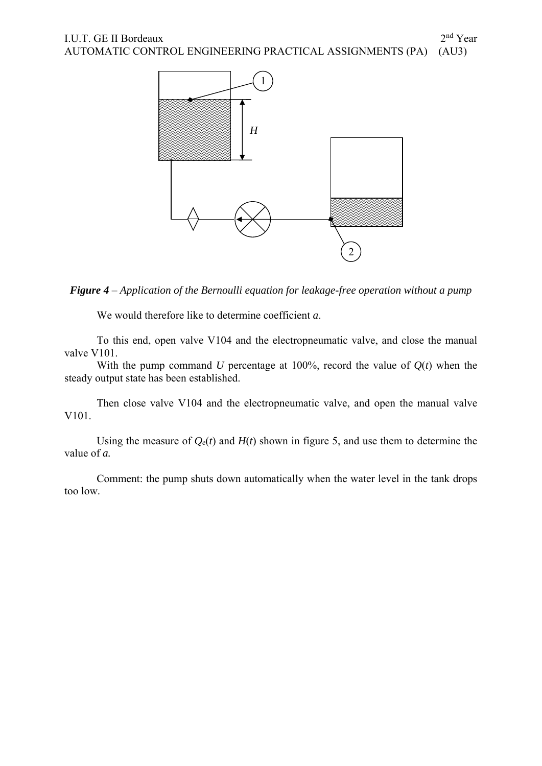*Figure 4 – Application of the Bernoulli equation for leakage-free operation without a pump*

We would therefore like to determine coefficient *a*.

To this end, open valve V104 and the electropneumatic valve, and close the manual valve V101.

With the pump command *U* percentage at 100%, record the value of $Q(t)$ when the steady output state has been established.

Then close valve V104 and the electropneumatic valve, and open the manual valve V101.

Using the measure of $Q_e(t)$ and $H(t)$ shown in figure 5, and use them to determine the value of ***a.***

Comment: the pump shuts down automatically when the water level in the tank drops too low.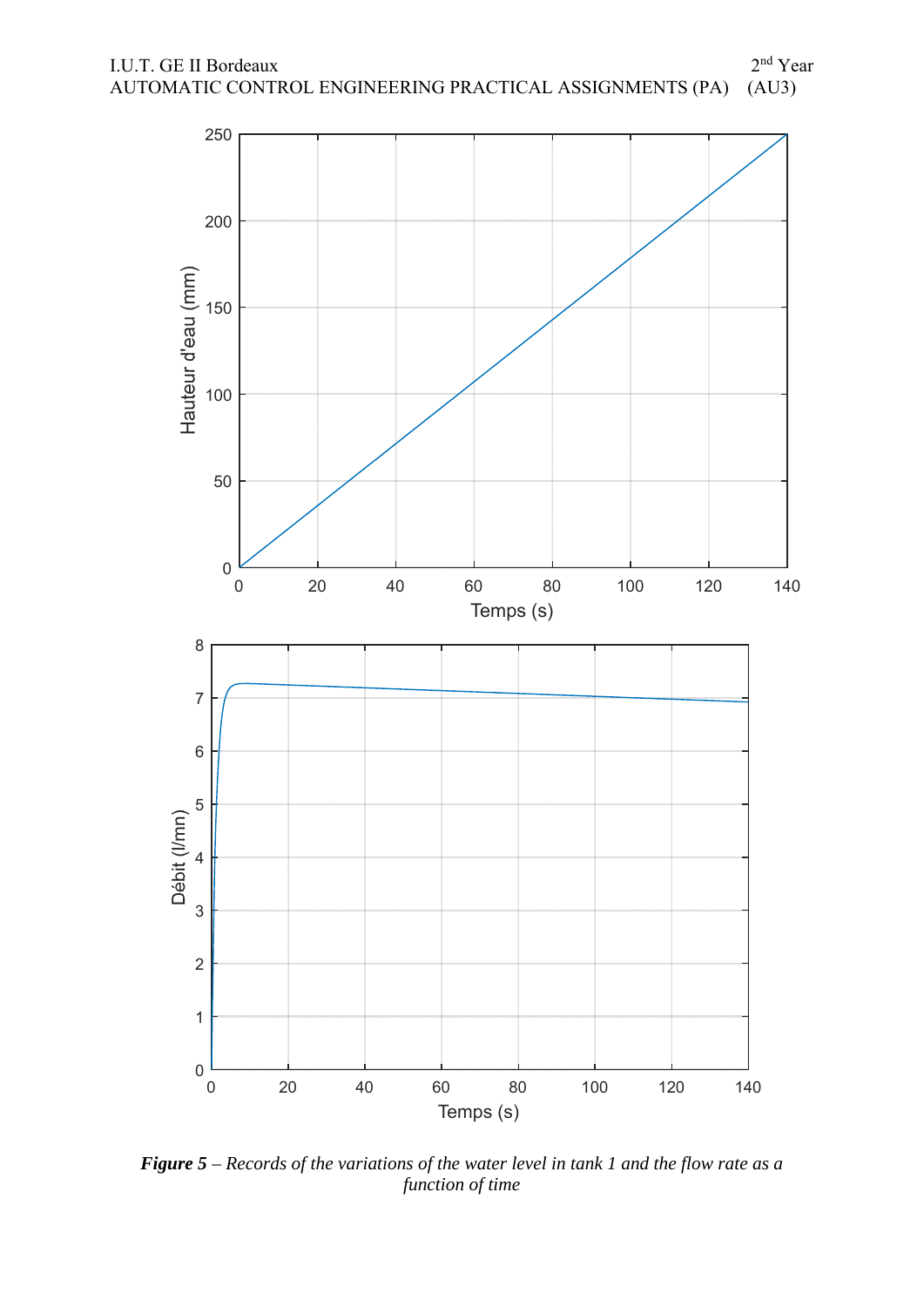***Figure 5** – Records of the variations of the water level in tank 1 and the flow rate as a function of time*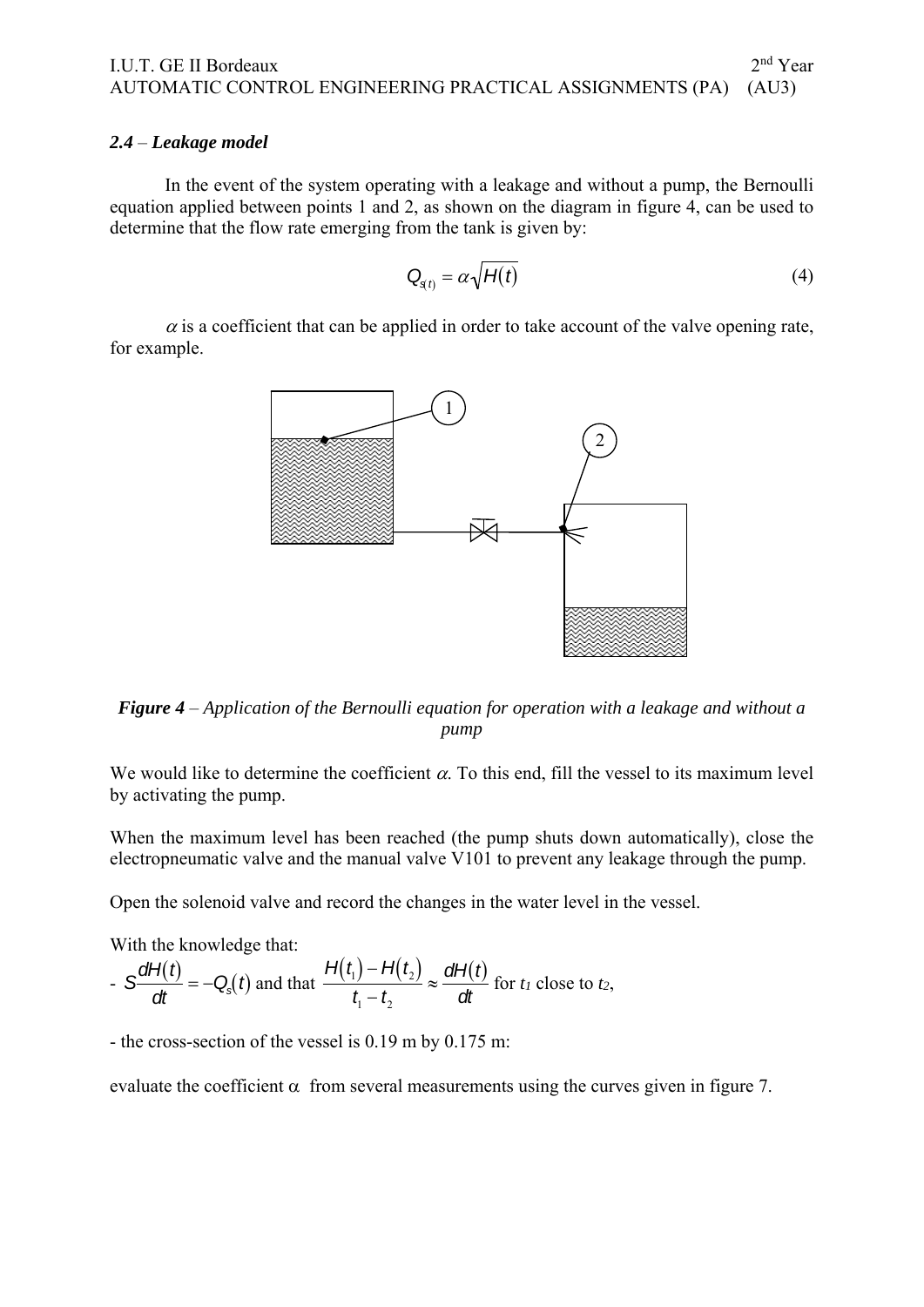### *2.4 – Leakage model*

In the event of the system operating with a leakage and without a pump, the Bernoulli equation applied between points 1 and 2, as shown on the diagram in figure 4, can be used to determine that the flow rate emerging from the tank is given by:

$$Q_{s(t)} = \alpha\sqrt{H(t)} \tag{4}$$

$\alpha$ is a coefficient that can be applied in order to take account of the valve opening rate, for example.

***Figure 4*** *– Application of the Bernoulli equation for operation with a leakage and without a pump*

We would like to determine the coefficient $\alpha$. To this end, fill the vessel to its maximum level by activating the pump.

When the maximum level has been reached (the pump shuts down automatically), close the electropneumatic valve and the manual valve V101 to prevent any leakage through the pump.

Open the solenoid valve and record the changes in the water level in the vessel.

With the knowledge that:

- $S\dfrac{dH(t)}{dt} = -Q_s(t)$ and that $\dfrac{H(t_1)-H(t_2)}{t_1-t_2} \approx \dfrac{dH(t)}{dt}$ for $t_1$ close to $t_2$,

- the cross-section of the vessel is 0.19 m by 0.175 m:

evaluate the coefficient $\alpha$ from several measurements using the curves given in figure 7.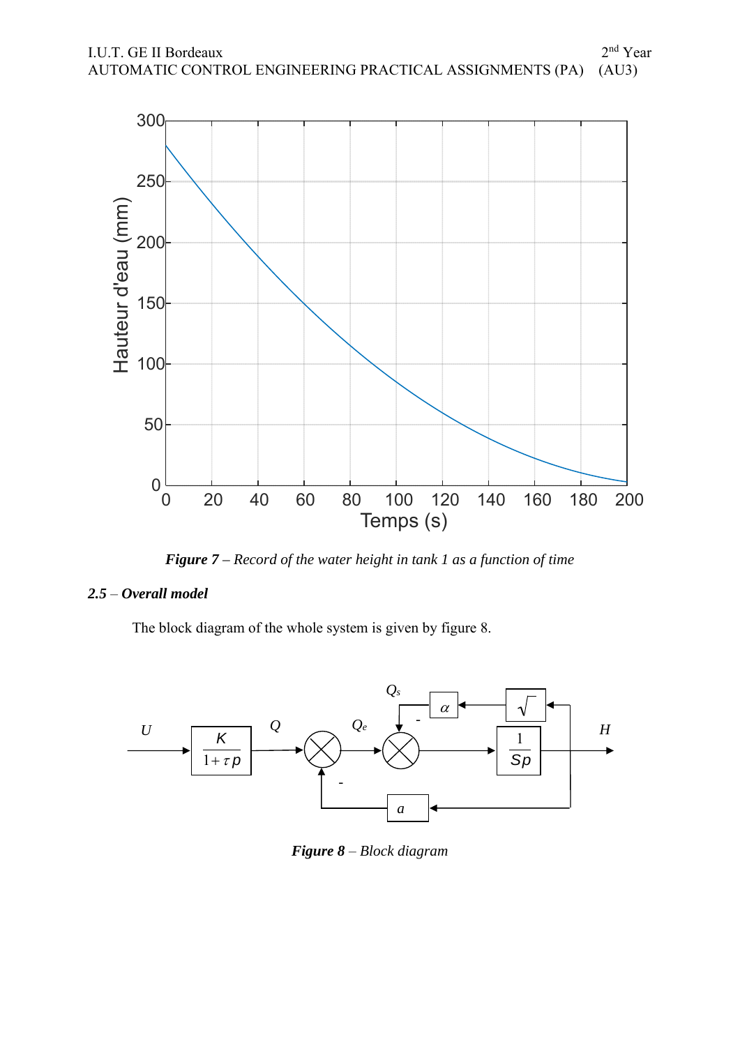*Figure 7 – Record of the water height in tank 1 as a function of time*

### *2.5 – Overall model*

The block diagram of the whole system is given by figure 8.

*Figure 8 – Block diagram*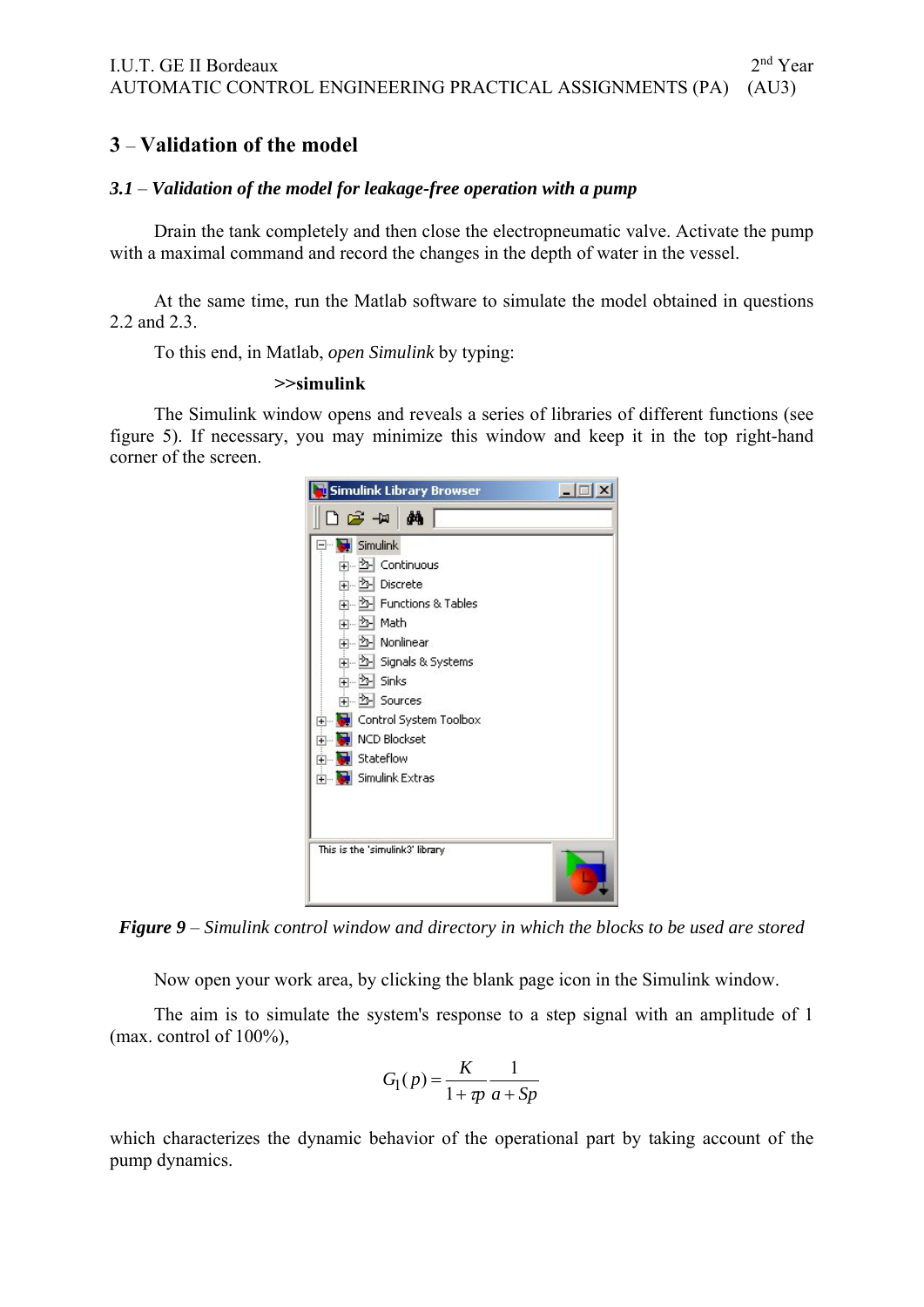## 3 – Validation of the model

### *3.1 – Validation of the model for leakage-free operation with a pump*

Drain the tank completely and then close the electropneumatic valve. Activate the pump with a maximal command and record the changes in the depth of water in the vessel.

At the same time, run the Matlab software to simulate the model obtained in questions 2.2 and 2.3.

To this end, in Matlab, *open Simulink* by typing:

**>>simulink**

The Simulink window opens and reveals a series of libraries of different functions (see figure 5). If necessary, you may minimize this window and keep it in the top right-hand corner of the screen.

***Figure 9*** *– Simulink control window and directory in which the blocks to be used are stored*

Now open your work area, by clicking the blank page icon in the Simulink window.

The aim is to simulate the system's response to a step signal with an amplitude of 1 (max. control of 100%),

$$G_1(p) = \frac{K}{1+\tau p}\frac{1}{a+Sp}$$

which characterizes the dynamic behavior of the operational part by taking account of the pump dynamics.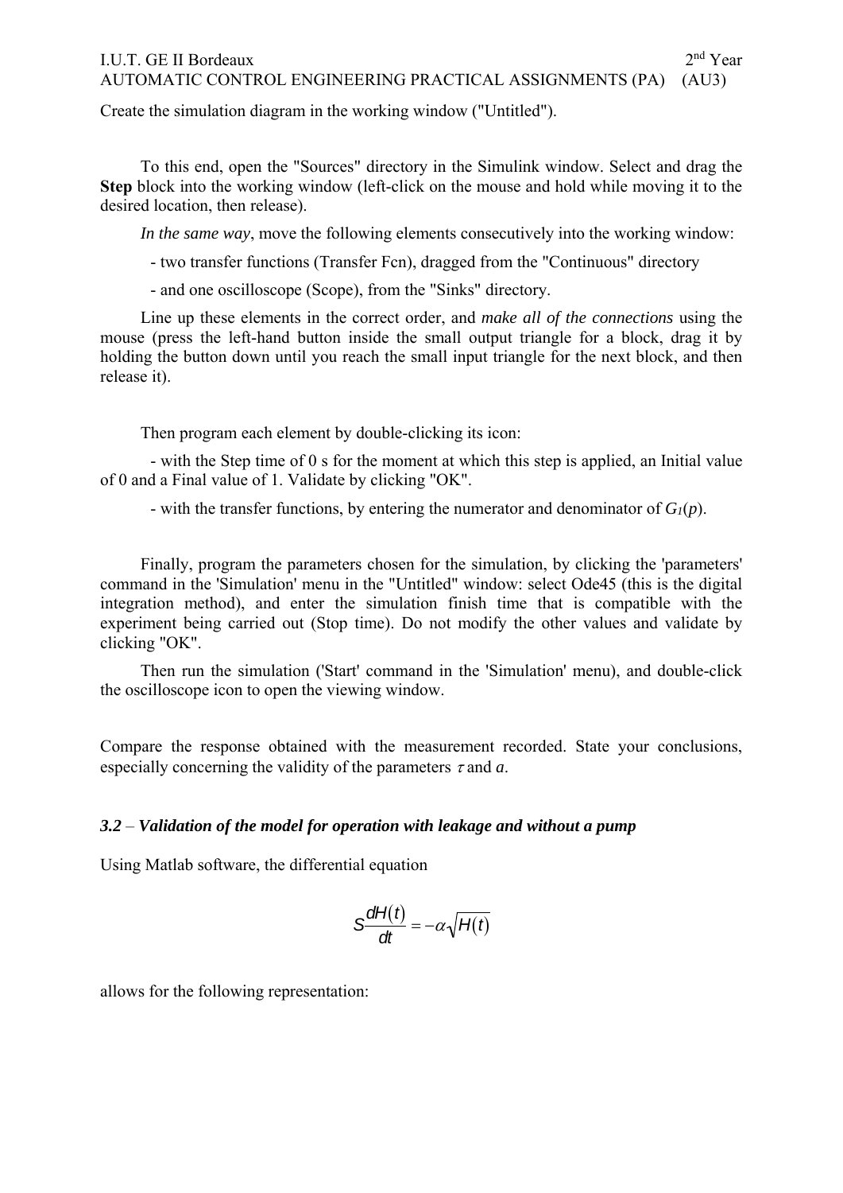Create the simulation diagram in the working window ("Untitled").

To this end, open the "Sources" directory in the Simulink window. Select and drag the **Step** block into the working window (left-click on the mouse and hold while moving it to the desired location, then release).

*In the same way*, move the following elements consecutively into the working window:

- two transfer functions (Transfer Fcn), dragged from the "Continuous" directory
- and one oscilloscope (Scope), from the "Sinks" directory.

Line up these elements in the correct order, and *make all of the connections* using the mouse (press the left-hand button inside the small output triangle for a block, drag it by holding the button down until you reach the small input triangle for the next block, and then release it).

Then program each element by double-clicking its icon:

- with the Step time of 0 s for the moment at which this step is applied, an Initial value of 0 and a Final value of 1. Validate by clicking "OK".
- with the transfer functions, by entering the numerator and denominator of $G_1(p)$.

Finally, program the parameters chosen for the simulation, by clicking the 'parameters' command in the 'Simulation' menu in the "Untitled" window: select Ode45 (this is the digital integration method), and enter the simulation finish time that is compatible with the experiment being carried out (Stop time). Do not modify the other values and validate by clicking "OK".

Then run the simulation ('Start' command in the 'Simulation' menu), and double-click the oscilloscope icon to open the viewing window.

Compare the response obtained with the measurement recorded. State your conclusions, especially concerning the validity of the parameters $\tau$ and $a$.

### *3.2 – Validation of the model for operation with leakage and without a pump*

Using Matlab software, the differential equation

$$S\frac{dH(t)}{dt} = -\alpha\sqrt{H(t)}$$

allows for the following representation: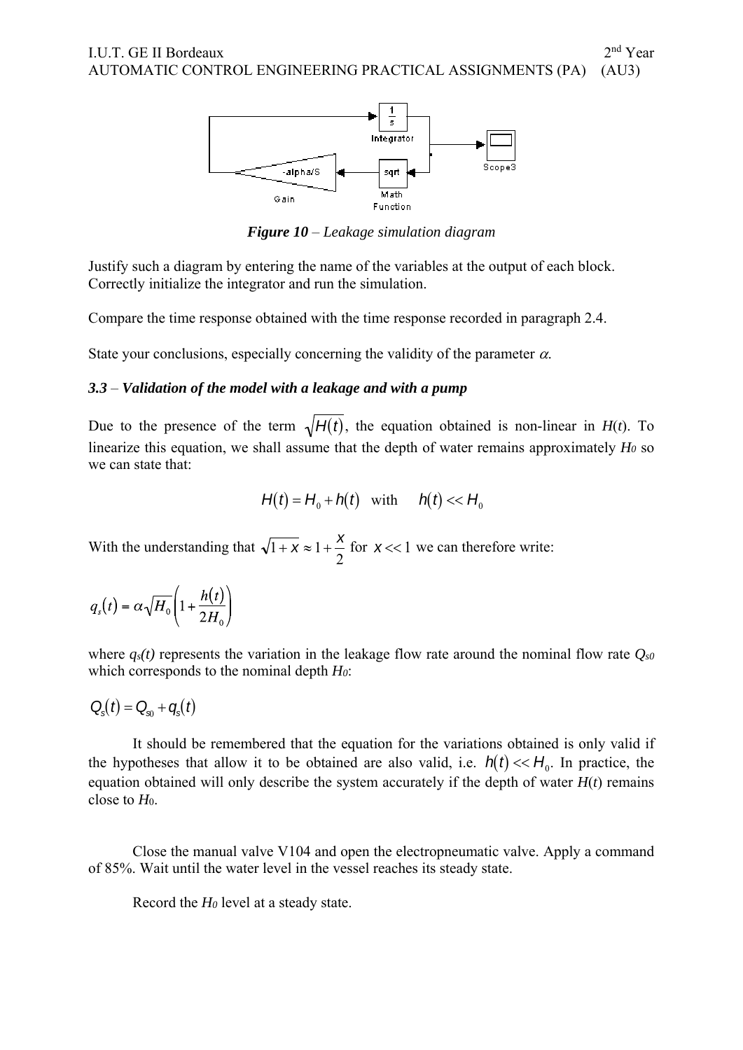*Figure 10* – *Leakage simulation diagram*

Justify such a diagram by entering the name of the variables at the output of each block. Correctly initialize the integrator and run the simulation.

Compare the time response obtained with the time response recorded in paragraph 2.4.

State your conclusions, especially concerning the validity of the parameter $\alpha$.

### *3.3 – Validation of the model with a leakage and with a pump*

Due to the presence of the term $\sqrt{H(t)}$, the equation obtained is non-linear in $H(t)$. To linearize this equation, we shall assume that the depth of water remains approximately $H_0$ so we can state that:

$$H(t) = H_0 + h(t) \quad \text{with} \quad h(t) << H_0$$

With the understanding that $\sqrt{1+x} \approx 1 + \frac{x}{2}$ for $x << 1$ we can therefore write:

$$q_s(t) = \alpha\sqrt{H_0}\left(1 + \frac{h(t)}{2H_0}\right)$$

where $q_s(t)$ represents the variation in the leakage flow rate around the nominal flow rate $Q_{s0}$ which corresponds to the nominal depth $H_0$:

$$Q_s(t) = Q_{s0} + q_s(t)$$

It should be remembered that the equation for the variations obtained is only valid if the hypotheses that allow it to be obtained are also valid, i.e. $h(t) << H_0$. In practice, the equation obtained will only describe the system accurately if the depth of water $H(t)$ remains close to $H_0$.

Close the manual valve V104 and open the electropneumatic valve. Apply a command of 85%. Wait until the water level in the vessel reaches its steady state.

Record the $H_0$ level at a steady state.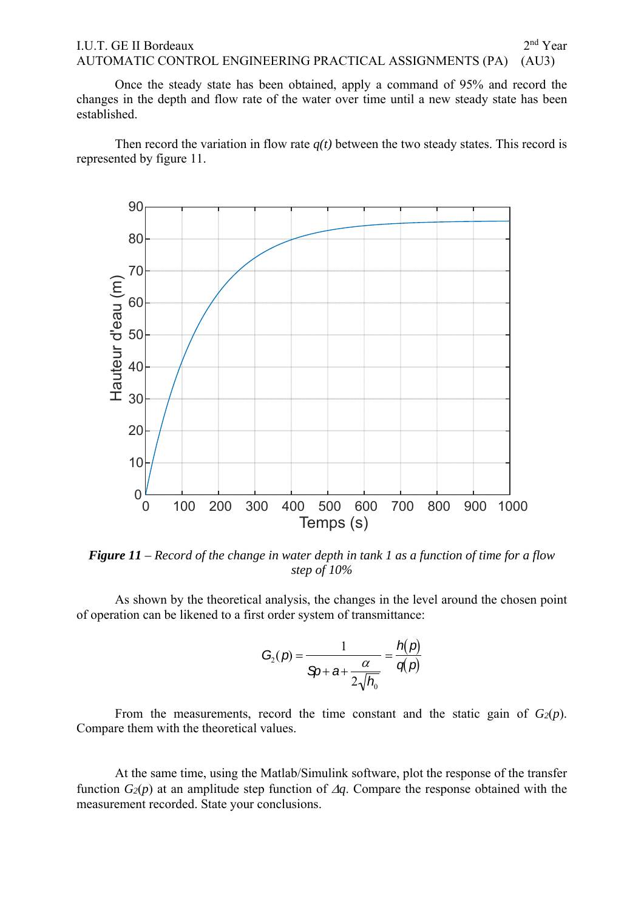Once the steady state has been obtained, apply a command of 95% and record the changes in the depth and flow rate of the water over time until a new steady state has been established.

Then record the variation in flow rate *q(t)* between the two steady states. This record is represented by figure 11.

***Figure 11** – Record of the change in water depth in tank 1 as a function of time for a flow step of 10%*

As shown by the theoretical analysis, the changes in the level around the chosen point of operation can be likened to a first order system of transmittance:

$$G_2(p) = \frac{1}{Sp + a + \dfrac{\alpha}{2\sqrt{h_0}}} = \frac{h(p)}{q(p)}$$

From the measurements, record the time constant and the static gain of $G_2(p)$. Compare them with the theoretical values.

At the same time, using the Matlab/Simulink software, plot the response of the transfer function $G_2(p)$ at an amplitude step function of $\Delta q$. Compare the response obtained with the measurement recorded. State your conclusions.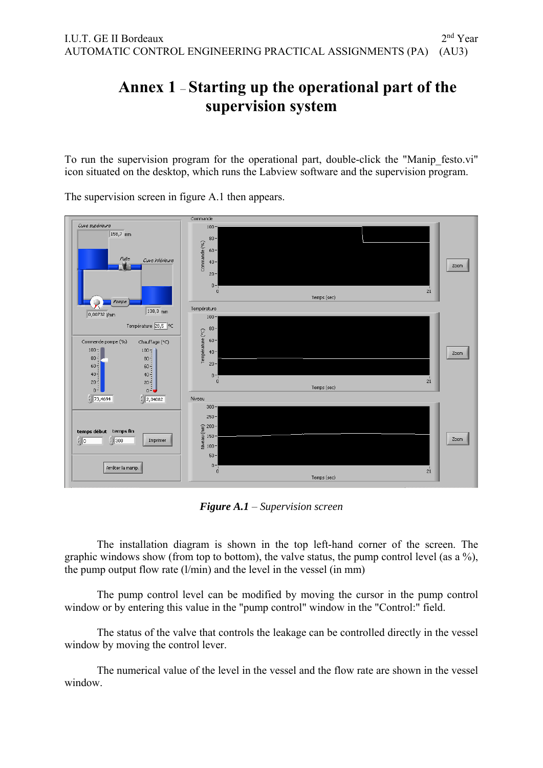# Annex 1 – Starting up the operational part of the supervision system

To run the supervision program for the operational part, double-click the "Manip_festo.vi" icon situated on the desktop, which runs the Labview software and the supervision program.

The supervision screen in figure A.1 then appears.

***Figure A.1** – Supervision screen*

The installation diagram is shown in the top left-hand corner of the screen. The graphic windows show (from top to bottom), the valve status, the pump control level (as a %), the pump output flow rate (l/min) and the level in the vessel (in mm)

The pump control level can be modified by moving the cursor in the pump control window or by entering this value in the "pump control" window in the "Control:" field.

The status of the valve that controls the leakage can be controlled directly in the vessel window by moving the control lever.

The numerical value of the level in the vessel and the flow rate are shown in the vessel window.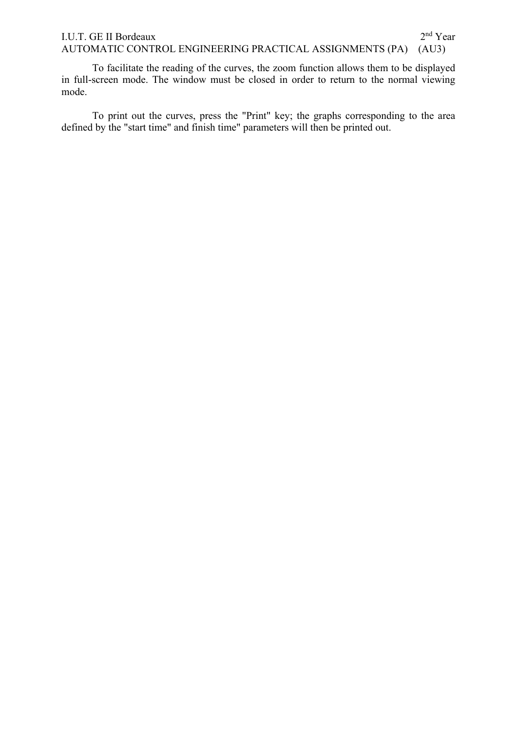To facilitate the reading of the curves, the zoom function allows them to be displayed in full-screen mode. The window must be closed in order to return to the normal viewing mode.

To print out the curves, press the "Print" key; the graphs corresponding to the area defined by the "start time" and finish time" parameters will then be printed out.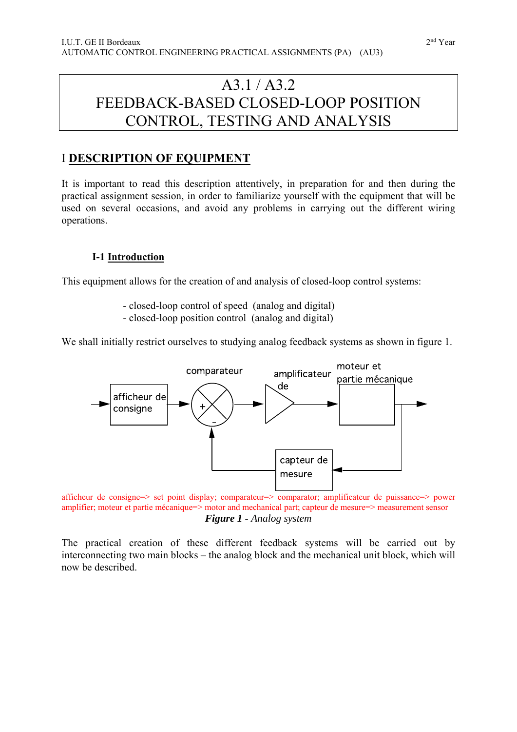# A3.1 / A3.2
# FEEDBACK-BASED CLOSED-LOOP POSITION CONTROL, TESTING AND ANALYSIS

## I **DESCRIPTION OF EQUIPMENT**

It is important to read this description attentively, in preparation for and then during the practical assignment session, in order to familiarize yourself with the equipment that will be used on several occasions, and avoid any problems in carrying out the different wiring operations.

### I-1 **Introduction**

This equipment allows for the creation of and analysis of closed-loop control systems:

- closed-loop control of speed (analog and digital)
- closed-loop position control (analog and digital)

We shall initially restrict ourselves to studying analog feedback systems as shown in figure 1.

afficheur de consigne → comparateur (+ / −) → amplificateur de → moteur et partie mécanique → ; capteur de mesure (feedback)

afficheur de consigne=> set point display; comparateur=> comparator; amplificateur de puissance=> power amplifier; moteur et partie mécanique=> motor and mechanical part; capteur de mesure=> measurement sensor

***Figure 1*** *- Analog system*

The practical creation of these different feedback systems will be carried out by interconnecting two main blocks – the analog block and the mechanical unit block, which will now be described.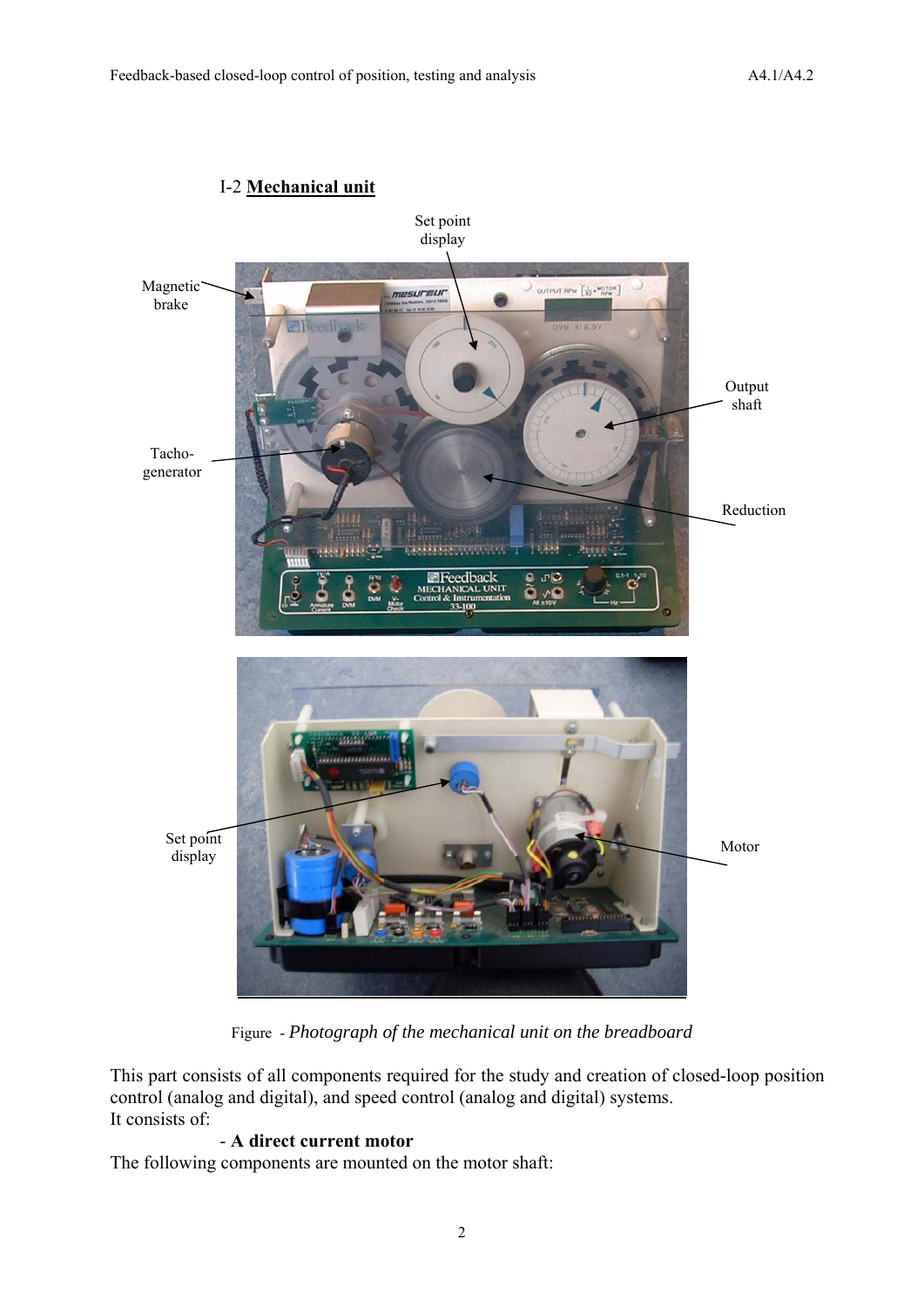### I-2 **Mechanical unit**

Figure - *Photograph of the mechanical unit on the breadboard*

This part consists of all components required for the study and creation of closed-loop position control (analog and digital), and speed control (analog and digital) systems.
It consists of:

- **A direct current motor**

The following components are mounted on the motor shaft: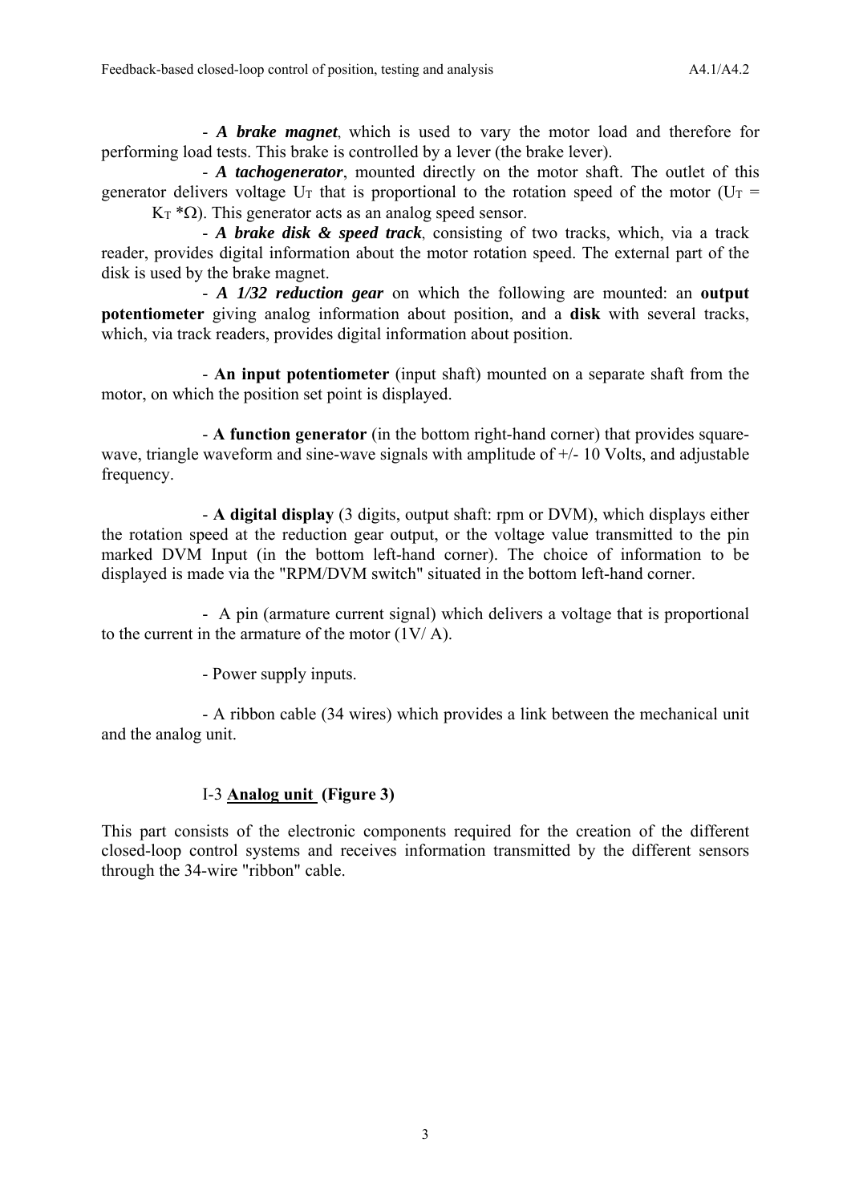- ***A brake magnet***, which is used to vary the motor load and therefore for performing load tests. This brake is controlled by a lever (the brake lever).

- ***A tachogenerator***, mounted directly on the motor shaft. The outlet of this generator delivers voltage $U_T$ that is proportional to the rotation speed of the motor ($U_T = K_T * \Omega$). This generator acts as an analog speed sensor.

- ***A brake disk & speed track***, consisting of two tracks, which, via a track reader, provides digital information about the motor rotation speed. The external part of the disk is used by the brake magnet.

- ***A 1/32 reduction gear*** on which the following are mounted: an **output potentiometer** giving analog information about position, and a **disk** with several tracks, which, via track readers, provides digital information about position.

- **An input potentiometer** (input shaft) mounted on a separate shaft from the motor, on which the position set point is displayed.

- **A function generator** (in the bottom right-hand corner) that provides square-wave, triangle waveform and sine-wave signals with amplitude of +/- 10 Volts, and adjustable frequency.

- **A digital display** (3 digits, output shaft: rpm or DVM), which displays either the rotation speed at the reduction gear output, or the voltage value transmitted to the pin marked DVM Input (in the bottom left-hand corner). The choice of information to be displayed is made via the "RPM/DVM switch" situated in the bottom left-hand corner.

- A pin (armature current signal) which delivers a voltage that is proportional to the current in the armature of the motor (1V/ A).

- Power supply inputs.

- A ribbon cable (34 wires) which provides a link between the mechanical unit and the analog unit.

### I-3 **Analog unit (Figure 3)**

This part consists of the electronic components required for the creation of the different closed-loop control systems and receives information transmitted by the different sensors through the 34-wire "ribbon" cable.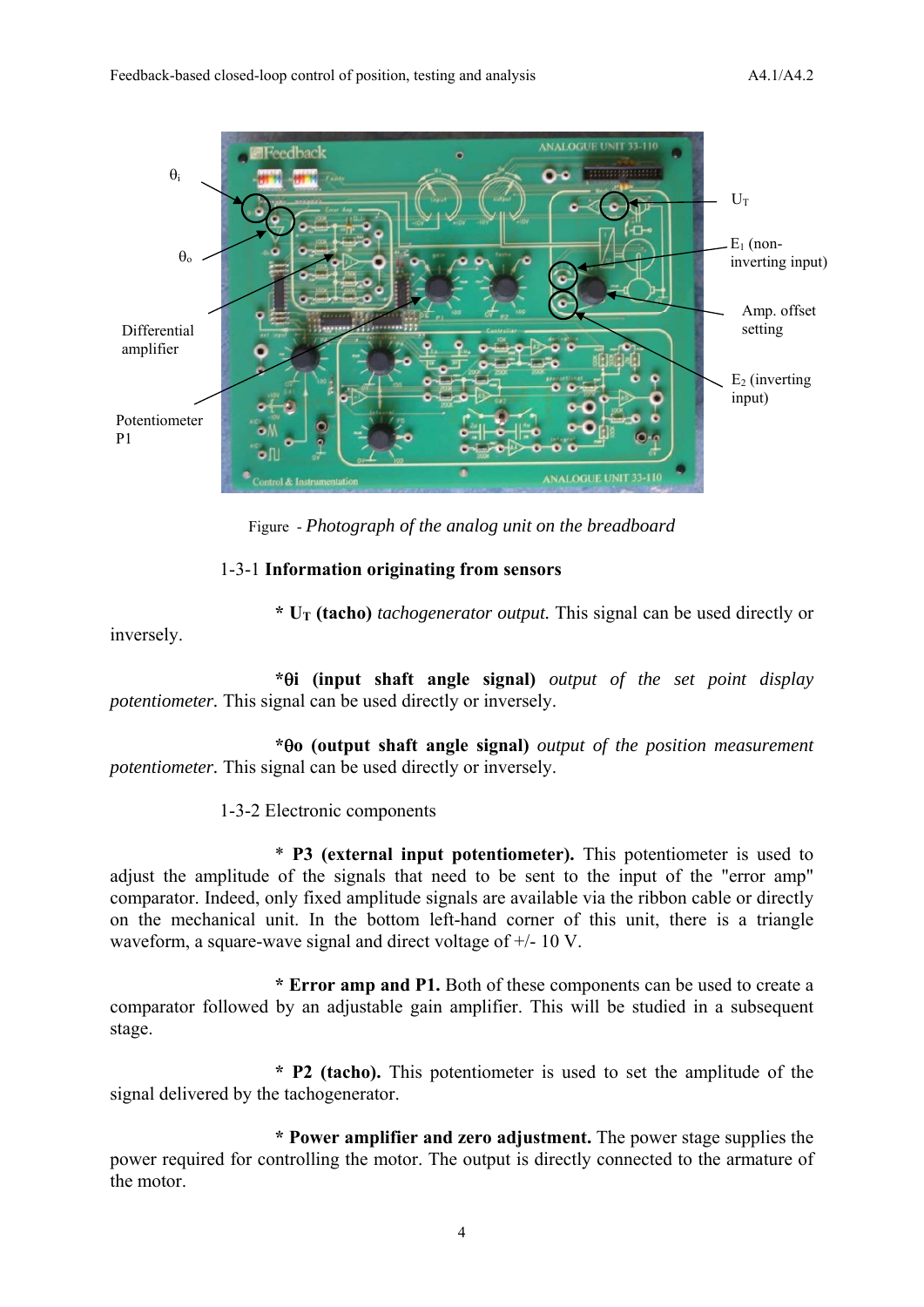Figure - *Photograph of the analog unit on the breadboard*

1-3-1 **Information originating from sensors**

* **$U_T$ (tacho)** *tachogenerator output.* This signal can be used directly or inversely.

* **$\theta$i (input shaft angle signal)** *output of the set point display potentiometer*. This signal can be used directly or inversely.

* **$\theta$o (output shaft angle signal)** *output of the position measurement potentiometer*. This signal can be used directly or inversely.

1-3-2 Electronic components

* **P3 (external input potentiometer).** This potentiometer is used to adjust the amplitude of the signals that need to be sent to the input of the "error amp" comparator. Indeed, only fixed amplitude signals are available via the ribbon cable or directly on the mechanical unit. In the bottom left-hand corner of this unit, there is a triangle waveform, a square-wave signal and direct voltage of +/- 10 V.

* **Error amp and P1.** Both of these components can be used to create a comparator followed by an adjustable gain amplifier. This will be studied in a subsequent stage.

* **P2 (tacho).** This potentiometer is used to set the amplitude of the signal delivered by the tachogenerator.

* **Power amplifier and zero adjustment.** The power stage supplies the power required for controlling the motor. The output is directly connected to the armature of the motor.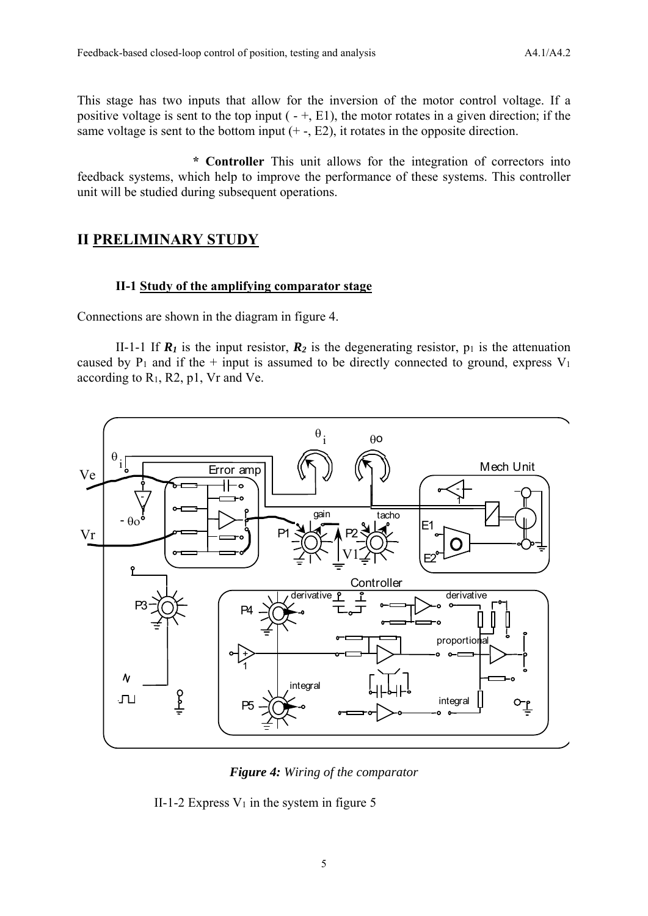This stage has two inputs that allow for the inversion of the motor control voltage. If a positive voltage is sent to the top input ( - +, E1), the motor rotates in a given direction; if the same voltage is sent to the bottom input (+ -, E2), it rotates in the opposite direction.

**\* Controller** This unit allows for the integration of correctors into feedback systems, which help to improve the performance of these systems. This controller unit will be studied during subsequent operations.

## II PRELIMINARY STUDY

### II-1 Study of the amplifying comparator stage

Connections are shown in the diagram in figure 4.

II-1-1 If $R_1$ is the input resistor, $R_2$ is the degenerating resistor, $p_1$ is the attenuation caused by $P_1$ and if the + input is assumed to be directly connected to ground, express $V_1$ according to $R_1$, $R_2$, $p_1$, $V_r$ and $V_e$.

*Figure 4: Wiring of the comparator*

II-1-2 Express $V_1$ in the system in figure 5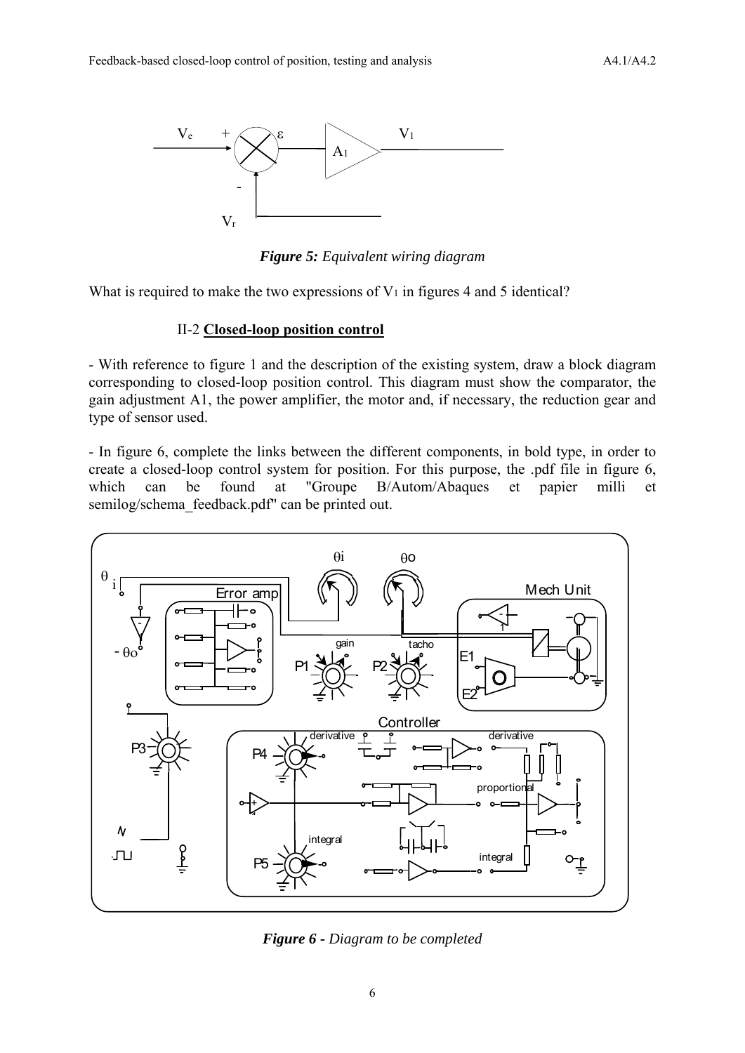*Figure 5:* *Equivalent wiring diagram*

What is required to make the two expressions of $V_1$ in figures 4 and 5 identical?

### II-2 **Closed-loop position control**

- With reference to figure 1 and the description of the existing system, draw a block diagram corresponding to closed-loop position control. This diagram must show the comparator, the gain adjustment A1, the power amplifier, the motor and, if necessary, the reduction gear and type of sensor used.

- In figure 6, complete the links between the different components, in bold type, in order to create a closed-loop control system for position. For this purpose, the .pdf file in figure 6, which can be found at "Groupe B/Autom/Abaques et papier milli et semilog/schema_feedback.pdf" can be printed out.

***Figure 6*** *- Diagram to be completed*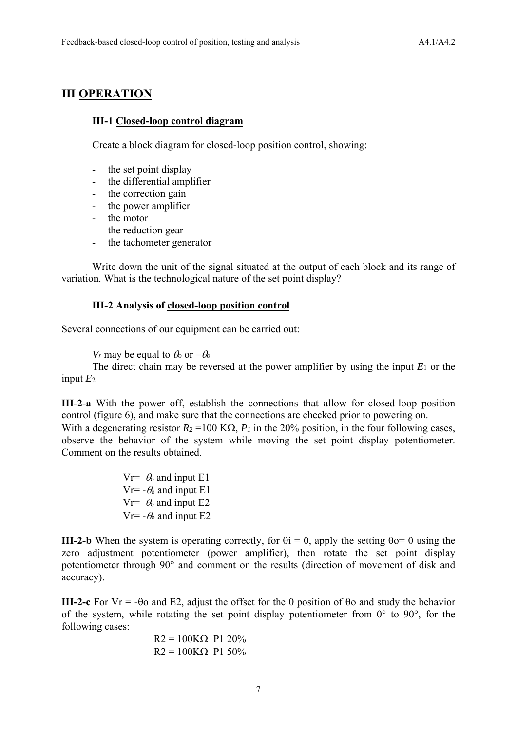# III OPERATION

### III-1 Closed-loop control diagram

Create a block diagram for closed-loop position control, showing:

- the set point display
- the differential amplifier
- the correction gain
- the power amplifier
- the motor
- the reduction gear
- the tachometer generator

Write down the unit of the signal situated at the output of each block and its range of variation. What is the technological nature of the set point display?

### III-2 Analysis of closed-loop position control

Several connections of our equipment can be carried out:

$V_r$ may be equal to $\theta_o$ or $-\theta_o$

The direct chain may be reversed at the power amplifier by using the input $E_1$ or the input $E_2$

**III-2-a** With the power off, establish the connections that allow for closed-loop position control (figure 6), and make sure that the connections are checked prior to powering on.
With a degenerating resistor $R_2$ =100 KΩ, $P_1$ in the 20% position, in the four following cases, observe the behavior of the system while moving the set point display potentiometer. Comment on the results obtained.

Vr= $\theta_o$ and input E1
Vr= $-\theta_o$ and input E1
Vr= $\theta_o$ and input E2
Vr= $-\theta_o$ and input E2

**III-2-b** When the system is operating correctly, for θi = 0, apply the setting θo= 0 using the zero adjustment potentiometer (power amplifier), then rotate the set point display potentiometer through 90° and comment on the results (direction of movement of disk and accuracy).

**III-2-c** For Vr = -θo and E2, adjust the offset for the 0 position of θo and study the behavior of the system, while rotating the set point display potentiometer from 0° to 90°, for the following cases:

R2 = 100KΩ P1 20%
R2 = 100KΩ P1 50%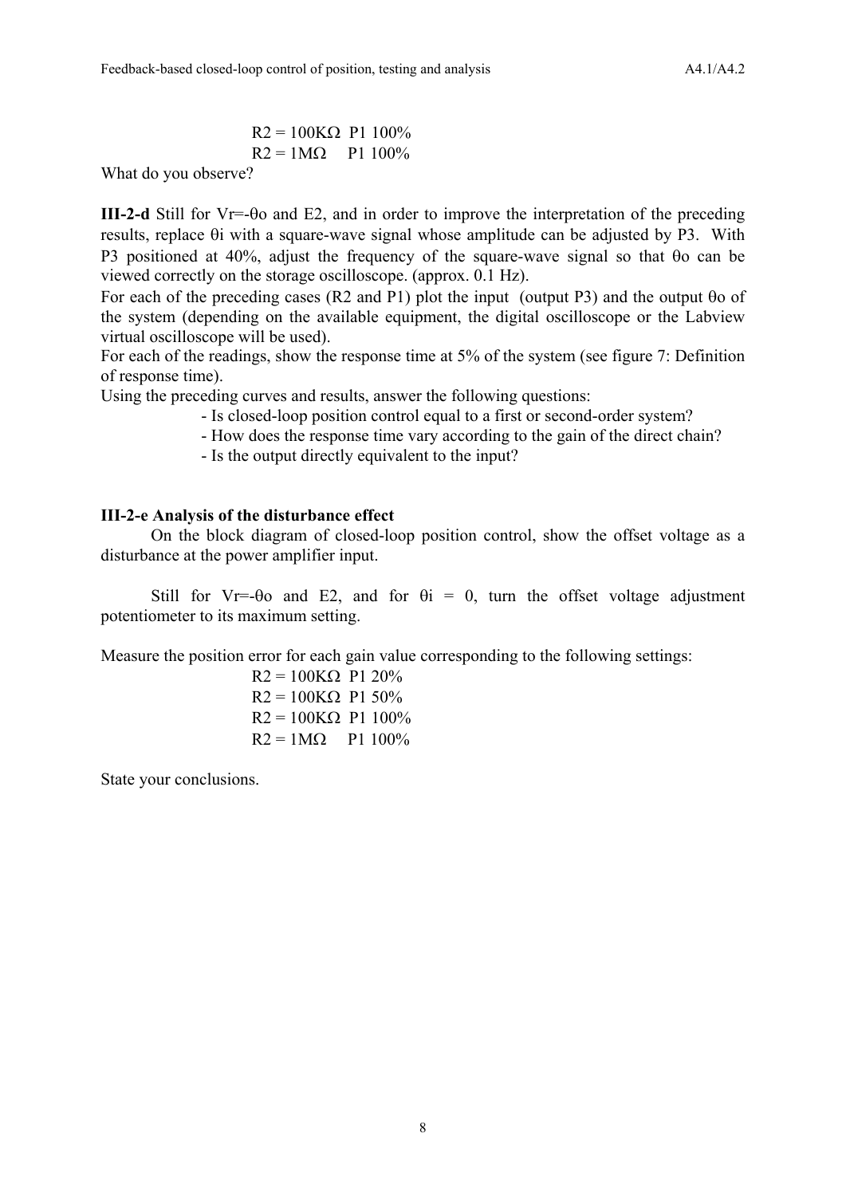R2 = 100KΩ P1 100%
R2 = 1MΩ P1 100%

What do you observe?

**III-2-d** Still for Vr=-θo and E2, and in order to improve the interpretation of the preceding results, replace θi with a square-wave signal whose amplitude can be adjusted by P3. With P3 positioned at 40%, adjust the frequency of the square-wave signal so that θo can be viewed correctly on the storage oscilloscope. (approx. 0.1 Hz).

For each of the preceding cases (R2 and P1) plot the input (output P3) and the output θo of the system (depending on the available equipment, the digital oscilloscope or the Labview virtual oscilloscope will be used).

For each of the readings, show the response time at 5% of the system (see figure 7: Definition of response time).

Using the preceding curves and results, answer the following questions:

- Is closed-loop position control equal to a first or second-order system?
- How does the response time vary according to the gain of the direct chain?
- Is the output directly equivalent to the input?

**III-2-e Analysis of the disturbance effect**

On the block diagram of closed-loop position control, show the offset voltage as a disturbance at the power amplifier input.

Still for Vr=-θo and E2, and for θi = 0, turn the offset voltage adjustment potentiometer to its maximum setting.

Measure the position error for each gain value corresponding to the following settings:

R2 = 100KΩ P1 20%
R2 = 100KΩ P1 50%
R2 = 100KΩ P1 100%
R2 = 1MΩ P1 100%

State your conclusions.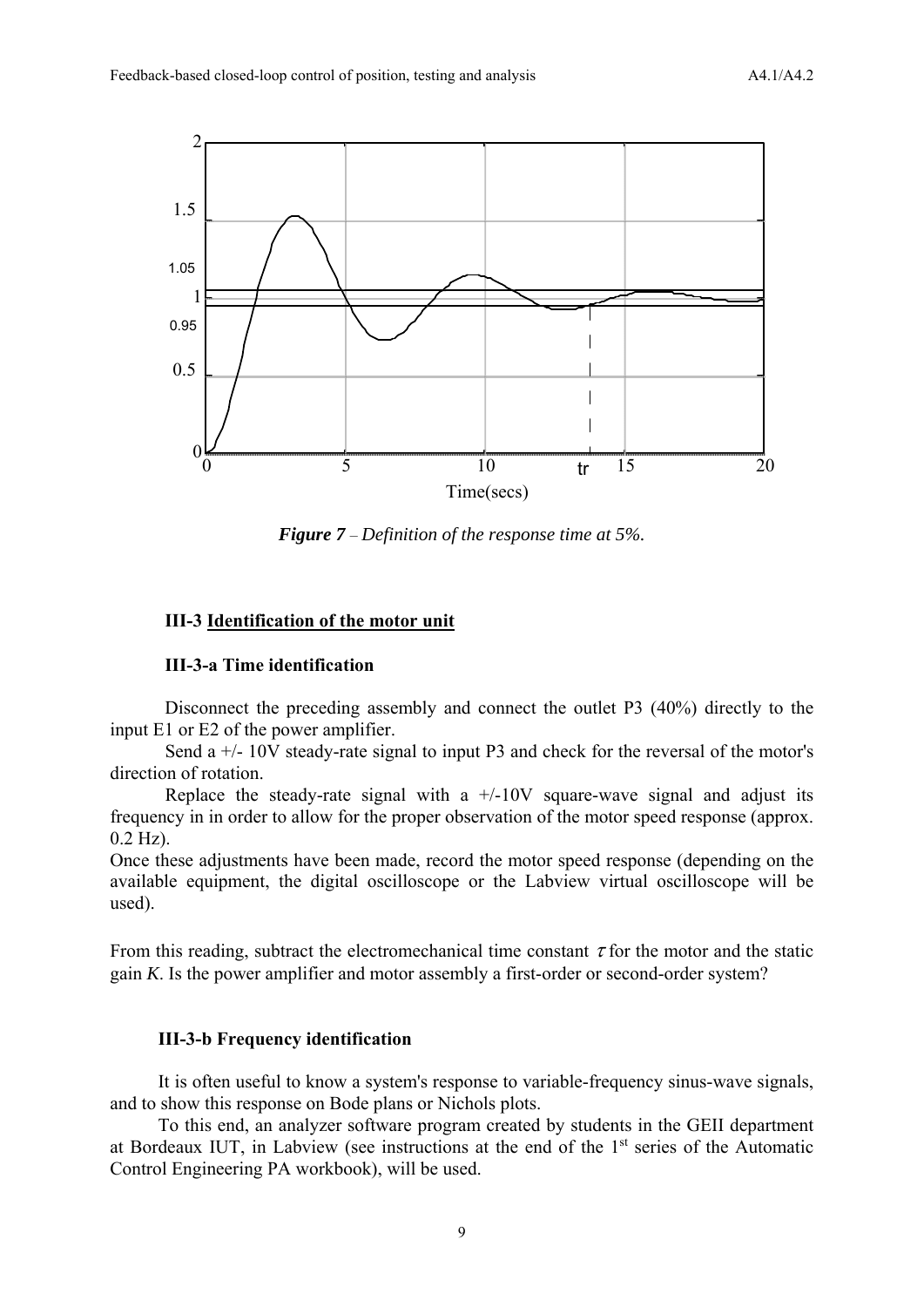*Figure 7 – Definition of the response time at 5%.*

### III-3 Identification of the motor unit

#### III-3-a Time identification

Disconnect the preceding assembly and connect the outlet P3 (40%) directly to the input E1 or E2 of the power amplifier.

Send a +/- 10V steady-rate signal to input P3 and check for the reversal of the motor's direction of rotation.

Replace the steady-rate signal with a +/-10V square-wave signal and adjust its frequency in in order to allow for the proper observation of the motor speed response (approx. 0.2 Hz).

Once these adjustments have been made, record the motor speed response (depending on the available equipment, the digital oscilloscope or the Labview virtual oscilloscope will be used).

From this reading, subtract the electromechanical time constant $\tau$ for the motor and the static gain *K*. Is the power amplifier and motor assembly a first-order or second-order system?

#### III-3-b Frequency identification

It is often useful to know a system's response to variable-frequency sinus-wave signals, and to show this response on Bode plans or Nichols plots.

To this end, an analyzer software program created by students in the GEII department at Bordeaux IUT, in Labview (see instructions at the end of the 1st series of the Automatic Control Engineering PA workbook), will be used.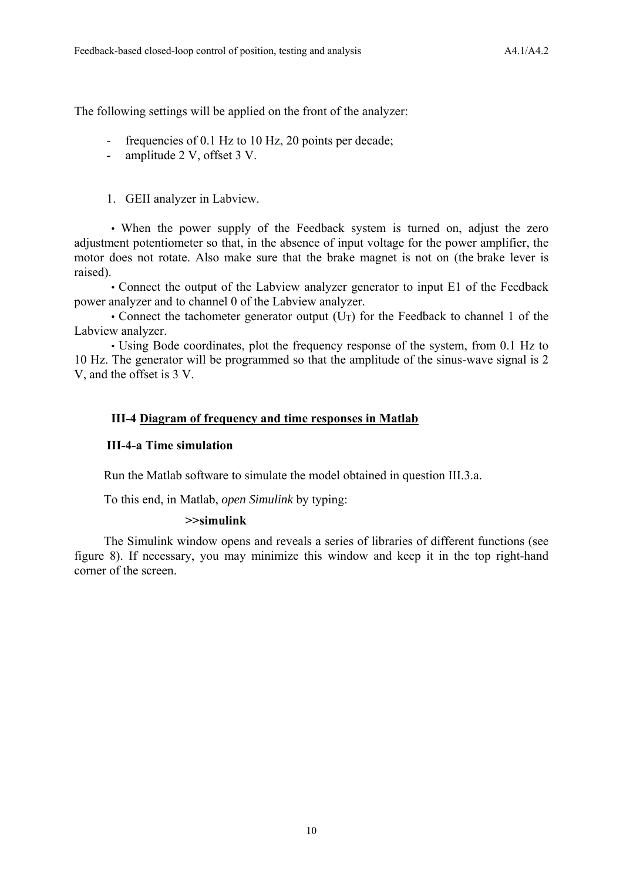The following settings will be applied on the front of the analyzer:

- frequencies of 0.1 Hz to 10 Hz, 20 points per decade;
- amplitude 2 V, offset 3 V.

1. GEII analyzer in Labview.

• When the power supply of the Feedback system is turned on, adjust the zero adjustment potentiometer so that, in the absence of input voltage for the power amplifier, the motor does not rotate. Also make sure that the brake magnet is not on (the brake lever is raised).

• Connect the output of the Labview analyzer generator to input E1 of the Feedback power analyzer and to channel 0 of the Labview analyzer.

• Connect the tachometer generator output ($U_T$) for the Feedback to channel 1 of the Labview analyzer.

• Using Bode coordinates, plot the frequency response of the system, from 0.1 Hz to 10 Hz. The generator will be programmed so that the amplitude of the sinus-wave signal is 2 V, and the offset is 3 V.

### III-4 Diagram of frequency and time responses in Matlab

#### III-4-a Time simulation

Run the Matlab software to simulate the model obtained in question III.3.a.

To this end, in Matlab, *open Simulink* by typing:

**>>simulink**

The Simulink window opens and reveals a series of libraries of different functions (see figure 8). If necessary, you may minimize this window and keep it in the top right-hand corner of the screen.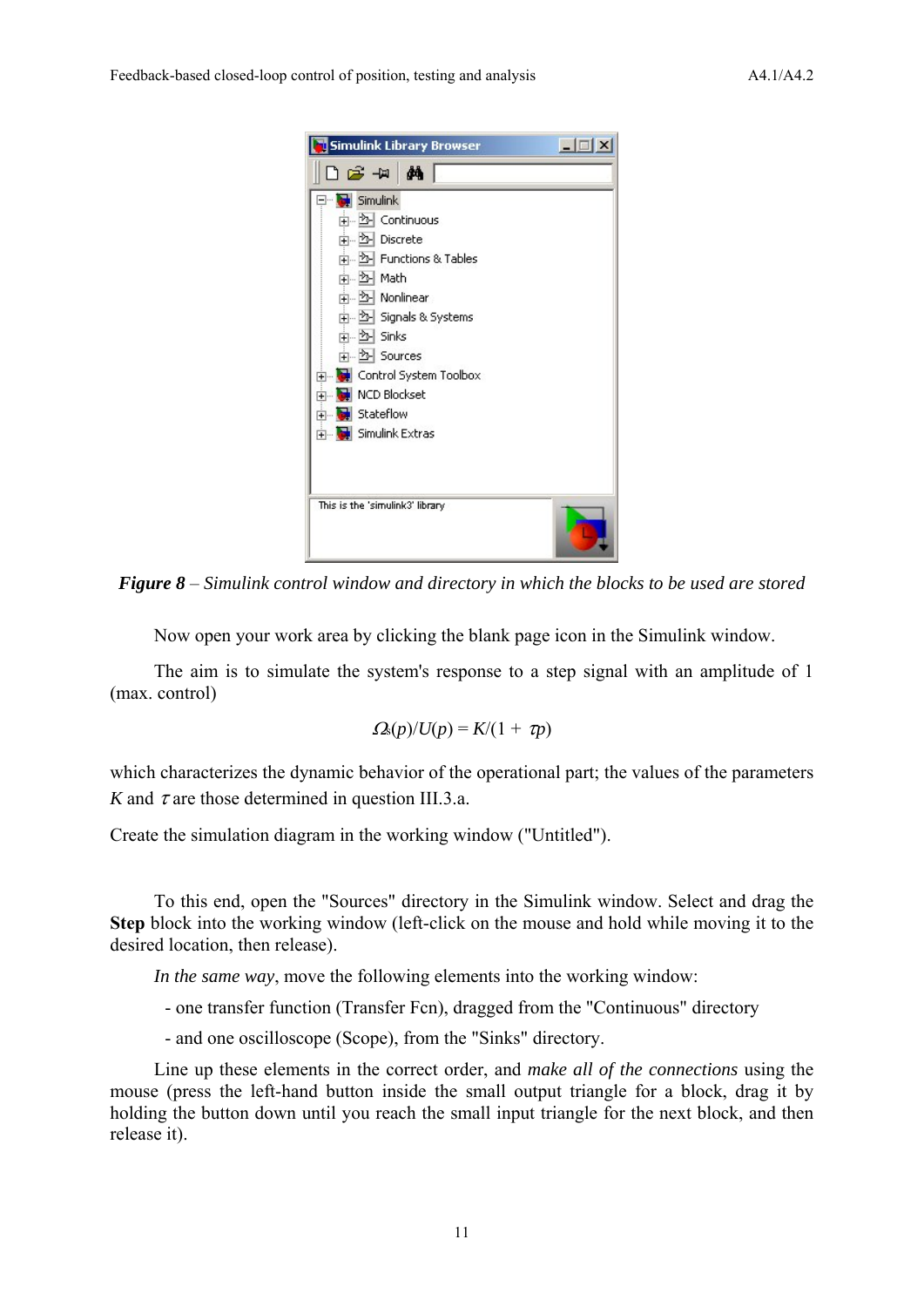*Figure 8 – Simulink control window and directory in which the blocks to be used are stored*

Now open your work area by clicking the blank page icon in the Simulink window.

The aim is to simulate the system's response to a step signal with an amplitude of 1 (max. control)

$$\Omega_s(p)/U(p) = K/(1 + \tau p)$$

which characterizes the dynamic behavior of the operational part; the values of the parameters $K$ and $\tau$ are those determined in question III.3.a.

Create the simulation diagram in the working window ("Untitled").

To this end, open the "Sources" directory in the Simulink window. Select and drag the **Step** block into the working window (left-click on the mouse and hold while moving it to the desired location, then release).

*In the same way*, move the following elements into the working window:

- one transfer function (Transfer Fcn), dragged from the "Continuous" directory
- and one oscilloscope (Scope), from the "Sinks" directory.

Line up these elements in the correct order, and *make all of the connections* using the mouse (press the left-hand button inside the small output triangle for a block, drag it by holding the button down until you reach the small input triangle for the next block, and then release it).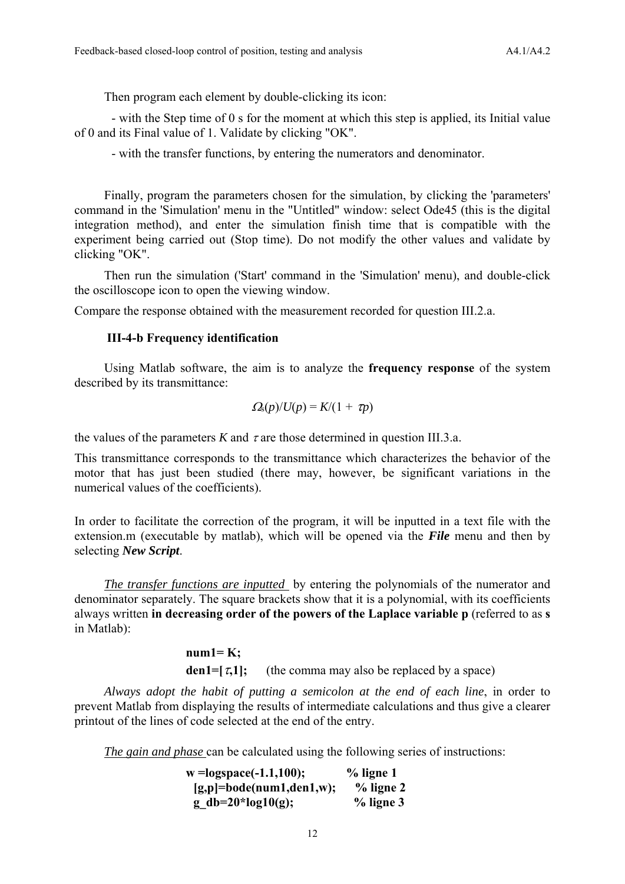Then program each element by double-clicking its icon:

- with the Step time of 0 s for the moment at which this step is applied, its Initial value of 0 and its Final value of 1. Validate by clicking "OK".

- with the transfer functions, by entering the numerators and denominator.

Finally, program the parameters chosen for the simulation, by clicking the 'parameters' command in the 'Simulation' menu in the "Untitled" window: select Ode45 (this is the digital integration method), and enter the simulation finish time that is compatible with the experiment being carried out (Stop time). Do not modify the other values and validate by clicking "OK".

Then run the simulation ('Start' command in the 'Simulation' menu), and double-click the oscilloscope icon to open the viewing window.

Compare the response obtained with the measurement recorded for question III.2.a.

### III-4-b Frequency identification

Using Matlab software, the aim is to analyze the **frequency response** of the system described by its transmittance:

$$\Omega_s(p)/U(p) = K/(1 + \tau p)$$

the values of the parameters $K$ and $\tau$ are those determined in question III.3.a.

This transmittance corresponds to the transmittance which characterizes the behavior of the motor that has just been studied (there may, however, be significant variations in the numerical values of the coefficients).

In order to facilitate the correction of the program, it will be inputted in a text file with the extension.m (executable by matlab), which will be opened via the ***File*** menu and then by selecting ***New Script***.

*The transfer functions are inputted* by entering the polynomials of the numerator and denominator separately. The square brackets show that it is a polynomial, with its coefficients always written **in decreasing order of the powers of the Laplace variable p** (referred to as **s** in Matlab):

```
num1= K;
den1=[τ,1];      (the comma may also be replaced by a space)
```

*Always adopt the habit of putting a semicolon at the end of each line*, in order to prevent Matlab from displaying the results of intermediate calculations and thus give a clearer printout of the lines of code selected at the end of the entry.

*The gain and phase* can be calculated using the following series of instructions:

```
w =logspace(-1.1,100);          % ligne 1
[g,p]=bode(num1,den1,w);        % ligne 2
g_db=20*log10(g);               % ligne 3
```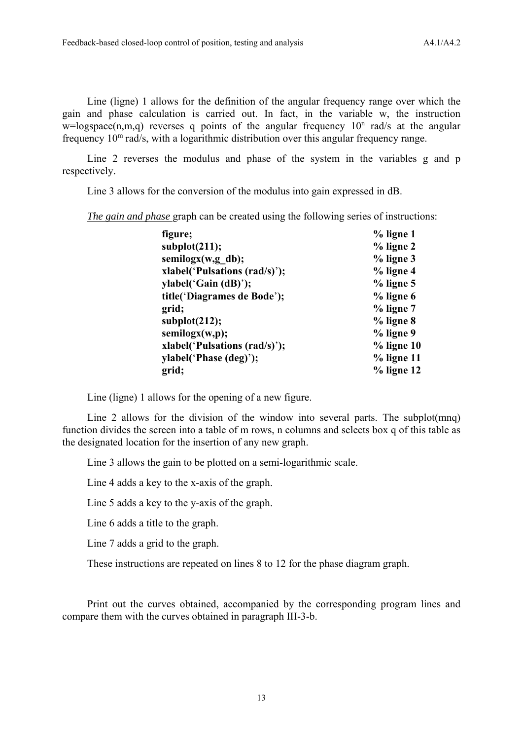Line (ligne) 1 allows for the definition of the angular frequency range over which the gain and phase calculation is carried out. In fact, in the variable w, the instruction w=logspace(n,m,q) reverses q points of the angular frequency $10^n$ rad/s at the angular frequency $10^m$ rad/s, with a logarithmic distribution over this angular frequency range.

Line 2 reverses the modulus and phase of the system in the variables g and p respectively.

Line 3 allows for the conversion of the modulus into gain expressed in dB.

*The gain and phase* graph can be created using the following series of instructions:

```
figure;                          % ligne 1
subplot(211);                    % ligne 2
semilogx(w,g_db);                % ligne 3
xlabel('Pulsations (rad/s)');    % ligne 4
ylabel('Gain (dB)');             % ligne 5
title('Diagrames de Bode');      % ligne 6
grid;                            % ligne 7
subplot(212);                    % ligne 8
semilogx(w,p);                   % ligne 9
xlabel('Pulsations (rad/s)');    % ligne 10
ylabel('Phase (deg)');           % ligne 11
grid;                            % ligne 12
```

Line (ligne) 1 allows for the opening of a new figure.

Line 2 allows for the division of the window into several parts. The subplot(mnq) function divides the screen into a table of m rows, n columns and selects box q of this table as the designated location for the insertion of any new graph.

Line 3 allows the gain to be plotted on a semi-logarithmic scale.

Line 4 adds a key to the x-axis of the graph.

Line 5 adds a key to the y-axis of the graph.

Line 6 adds a title to the graph.

Line 7 adds a grid to the graph.

These instructions are repeated on lines 8 to 12 for the phase diagram graph.

Print out the curves obtained, accompanied by the corresponding program lines and compare them with the curves obtained in paragraph III-3-b.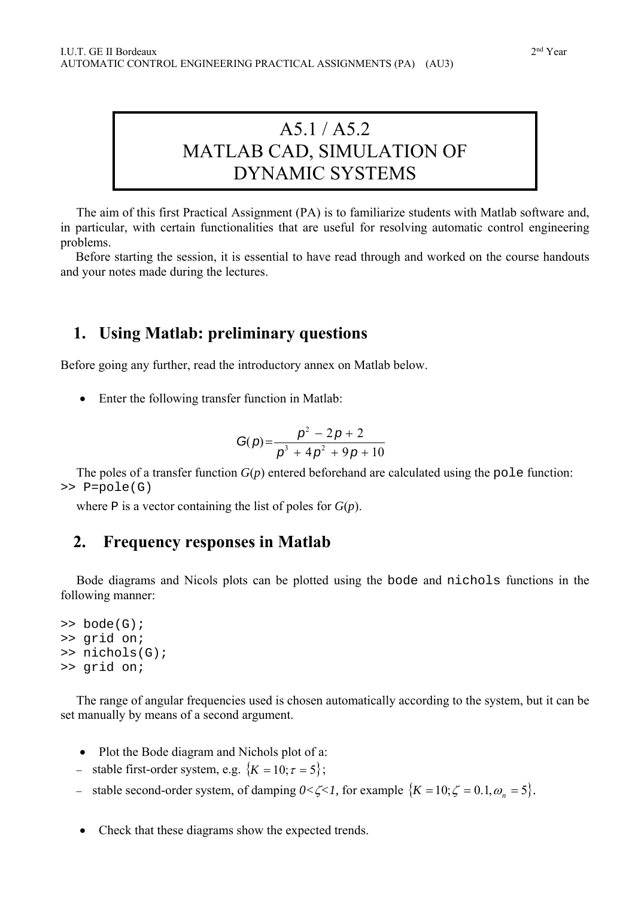# A5.1 / A5.2 MATLAB CAD, SIMULATION OF DYNAMIC SYSTEMS

The aim of this first Practical Assignment (PA) is to familiarize students with Matlab software and, in particular, with certain functionalities that are useful for resolving automatic control engineering problems.

Before starting the session, it is essential to have read through and worked on the course handouts and your notes made during the lectures.

## 1. Using Matlab: preliminary questions

Before going any further, read the introductory annex on Matlab below.

- Enter the following transfer function in Matlab:

$$G(p) = \frac{p^2 - 2p + 2}{p^3 + 4p^2 + 9p + 10}$$

The poles of a transfer function $G(p)$ entered beforehand are calculated using the `pole` function:

```
>> P=pole(G)
```

where `P` is a vector containing the list of poles for $G(p)$.

## 2. Frequency responses in Matlab

Bode diagrams and Nicols plots can be plotted using the `bode` and `nichols` functions in the following manner:

```
>> bode(G);
>> grid on;
>> nichols(G);
>> grid on;
```

The range of angular frequencies used is chosen automatically according to the system, but it can be set manually by means of a second argument.

- Plot the Bode diagram and Nichols plot of a:
  - stable first-order system, e.g. $\{K = 10; \tau = 5\}$;
  - stable second-order system, of damping $0<\zeta<1$, for example $\{K = 10; \zeta = 0.1, \omega_n = 5\}$.

- Check that these diagrams show the expected trends.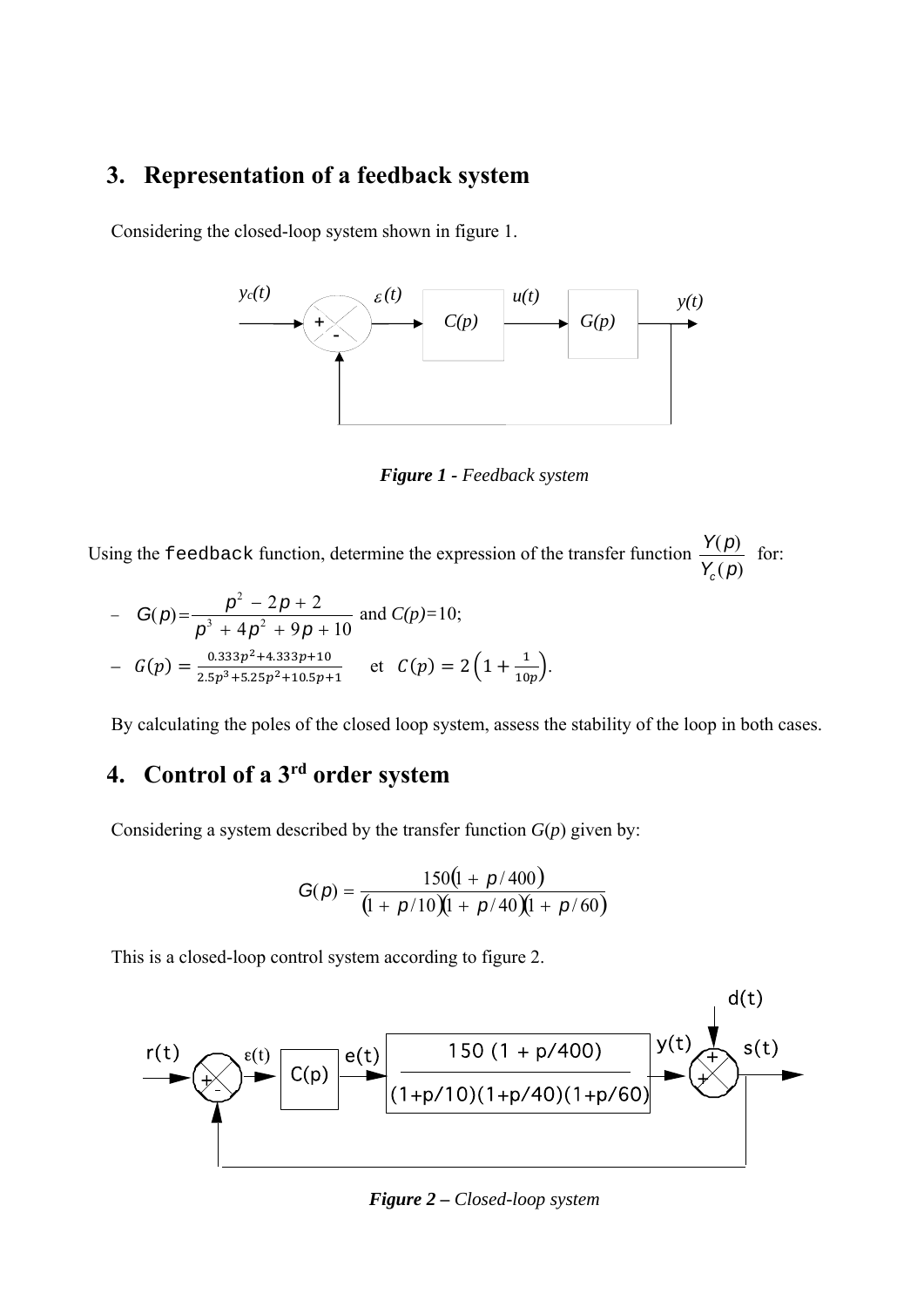## 3. Representation of a feedback system

Considering the closed-loop system shown in figure 1.

***Figure 1** - Feedback system*

Using the `feedback` function, determine the expression of the transfer function $\frac{Y(p)}{Y_c(p)}$ for:

- $G(p) = \frac{p^2 - 2p + 2}{p^3 + 4p^2 + 9p + 10}$ and $C(p) = 10$;
- $G(p) = \frac{0.333p^2 + 4.333p + 10}{2.5p^3 + 5.25p^2 + 10.5p + 1}$ et $C(p) = 2\left(1 + \frac{1}{10p}\right)$.

By calculating the poles of the closed loop system, assess the stability of the loop in both cases.

## 4. Control of a 3rd order system

Considering a system described by the transfer function $G(p)$ given by:

$$G(p) = \frac{150(1 + p/400)}{(1 + p/10)(1 + p/40)(1 + p/60)}$$

This is a closed-loop control system according to figure 2.

***Figure 2** – Closed-loop system*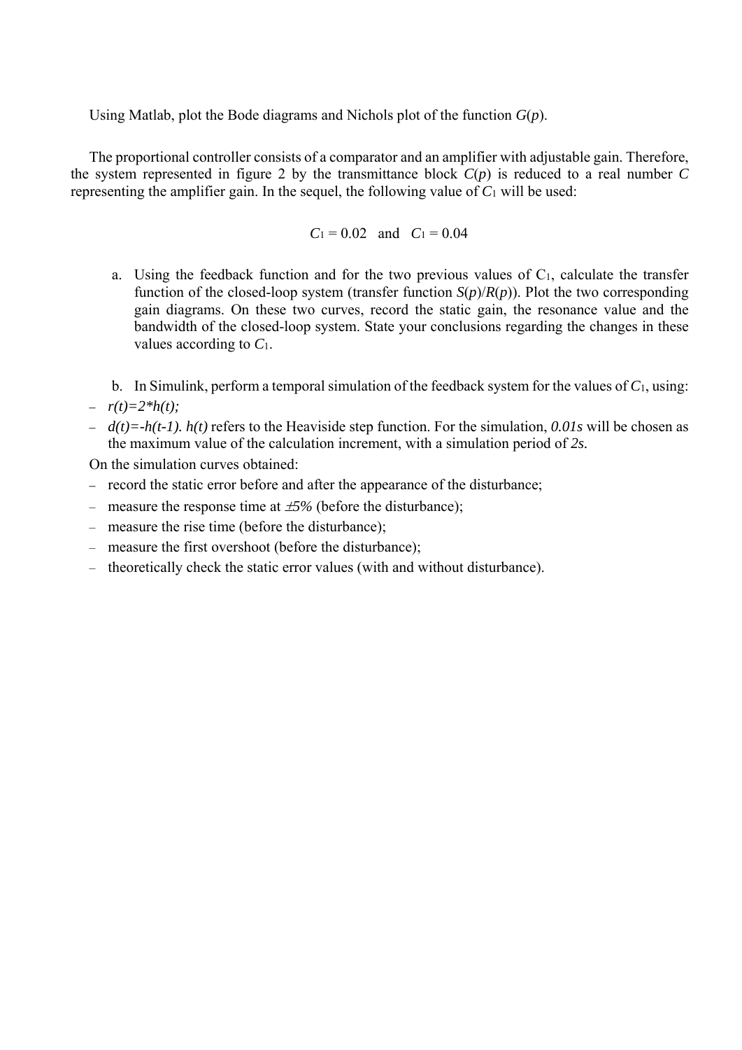Using Matlab, plot the Bode diagrams and Nichols plot of the function $G(p)$.

The proportional controller consists of a comparator and an amplifier with adjustable gain. Therefore, the system represented in figure 2 by the transmittance block $C(p)$ is reduced to a real number $C$ representing the amplifier gain. In the sequel, the following value of $C_1$ will be used:

$$C_1 = 0.02 \quad \text{and} \quad C_1 = 0.04$$

a. Using the feedback function and for the two previous values of $C_1$, calculate the transfer function of the closed-loop system (transfer function $S(p)/R(p)$). Plot the two corresponding gain diagrams. On these two curves, record the static gain, the resonance value and the bandwidth of the closed-loop system. State your conclusions regarding the changes in these values according to $C_1$.

b. In Simulink, perform a temporal simulation of the feedback system for the values of $C_1$, using:

- $r(t)=2*h(t)$;
- $d(t)=-h(t-1)$. $h(t)$ refers to the Heaviside step function. For the simulation, *0.01s* will be chosen as the maximum value of the calculation increment, with a simulation period of *2s*.

On the simulation curves obtained:

- record the static error before and after the appearance of the disturbance;
- measure the response time at $\pm 5\%$ (before the disturbance);
- measure the rise time (before the disturbance);
- measure the first overshoot (before the disturbance);
- theoretically check the static error values (with and without disturbance).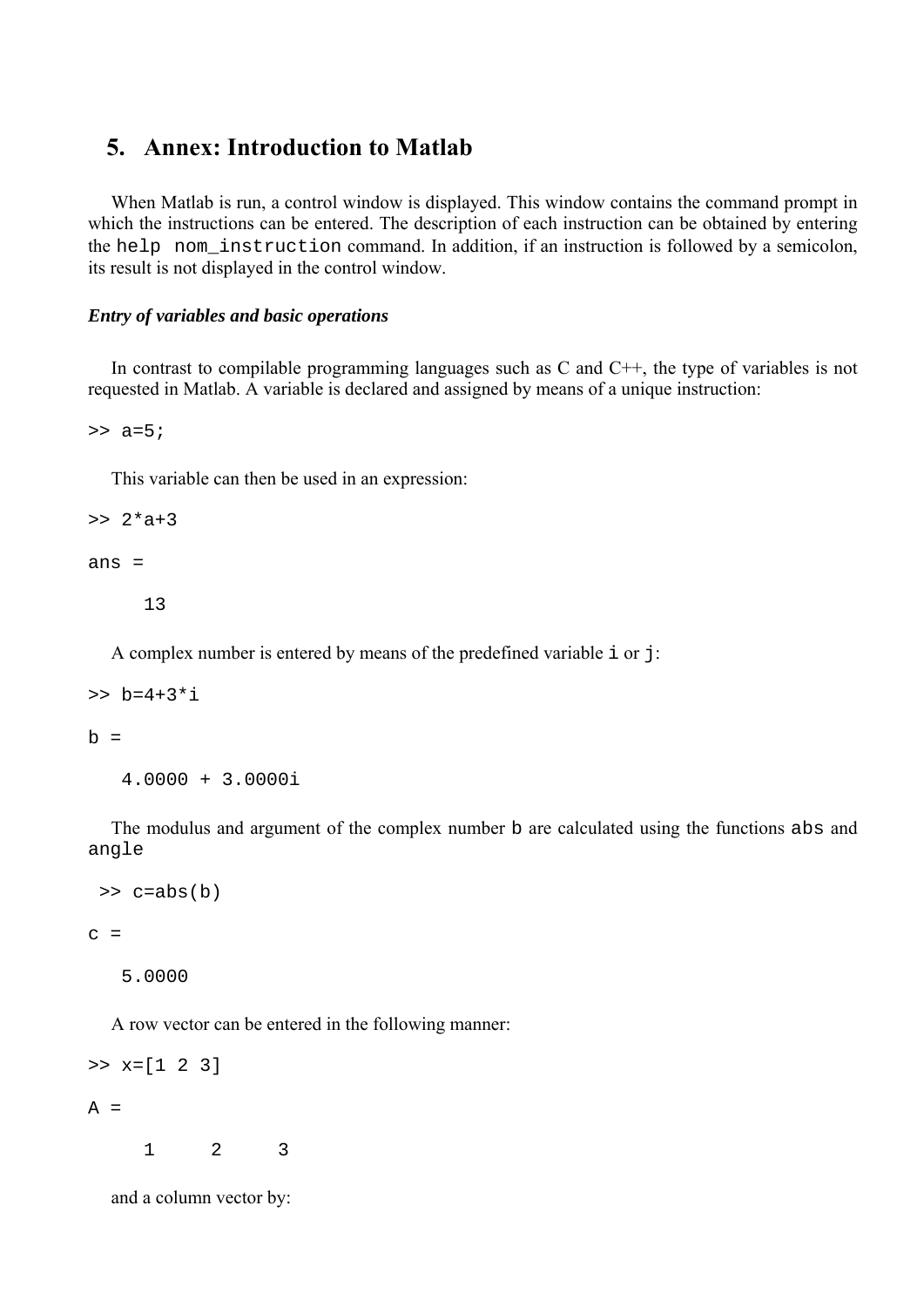## 5. Annex: Introduction to Matlab

When Matlab is run, a control window is displayed. This window contains the command prompt in which the instructions can be entered. The description of each instruction can be obtained by entering the `help nom_instruction` command. In addition, if an instruction is followed by a semicolon, its result is not displayed in the control window.

### *Entry of variables and basic operations*

In contrast to compilable programming languages such as C and C++, the type of variables is not requested in Matlab. A variable is declared and assigned by means of a unique instruction:

```
>> a=5;
```

This variable can then be used in an expression:

```
>> 2*a+3

ans =

    13
```

A complex number is entered by means of the predefined variable `i` or `j`:

```
>> b=4+3*i

b =

   4.0000 + 3.0000i
```

The modulus and argument of the complex number `b` are calculated using the functions `abs` and `angle`

```
 >> c=abs(b)

c =

   5.0000
```

A row vector can be entered in the following manner:

```
>> x=[1 2 3]

A =

     1     2     3
```

and a column vector by: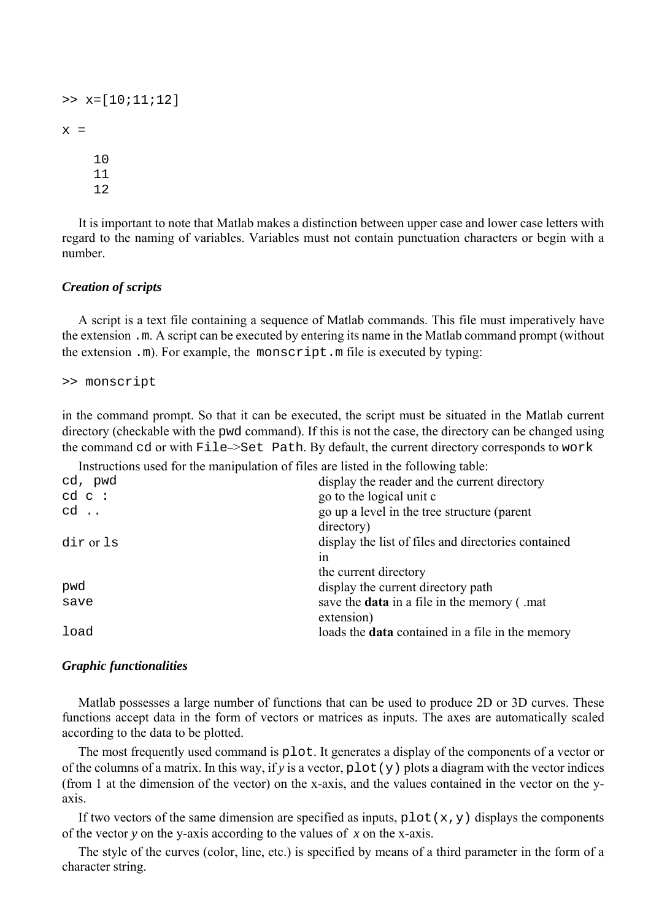```
>> x=[10;11;12]

x =

    10
    11
    12
```

It is important to note that Matlab makes a distinction between upper case and lower case letters with regard to the naming of variables. Variables must not contain punctuation characters or begin with a number.

### *Creation of scripts*

A script is a text file containing a sequence of Matlab commands. This file must imperatively have the extension `.m`. A script can be executed by entering its name in the Matlab command prompt (without the extension `.m`). For example, the `monscript.m` file is executed by typing:

```
>> monscript
```

in the command prompt. So that it can be executed, the script must be situated in the Matlab current directory (checkable with the `pwd` command). If this is not the case, the directory can be changed using the command `cd` or with `File–>Set Path`. By default, the current directory corresponds to `work`

Instructions used for the manipulation of files are listed in the following table:

| | |
|---|---|
| `cd, pwd` | display the reader and the current directory |
| `cd c :` | go to the logical unit c |
| `cd ..` | go up a level in the tree structure (parent directory) |
| `dir` or `ls` | display the list of files and directories contained in the current directory |
| `pwd` | display the current directory path |
| `save` | save the **data** in a file in the memory ( .mat extension) |
| `load` | loads the **data** contained in a file in the memory |

### *Graphic functionalities*

Matlab possesses a large number of functions that can be used to produce 2D or 3D curves. These functions accept data in the form of vectors or matrices as inputs. The axes are automatically scaled according to the data to be plotted.

The most frequently used command is `plot`. It generates a display of the components of a vector or of the columns of a matrix. In this way, if $y$ is a vector, `plot(y)` plots a diagram with the vector indices (from 1 at the dimension of the vector) on the x-axis, and the values contained in the vector on the y-axis.

If two vectors of the same dimension are specified as inputs, `plot(x,y)` displays the components of the vector $y$ on the y-axis according to the values of $x$ on the x-axis.

The style of the curves (color, line, etc.) is specified by means of a third parameter in the form of a character string.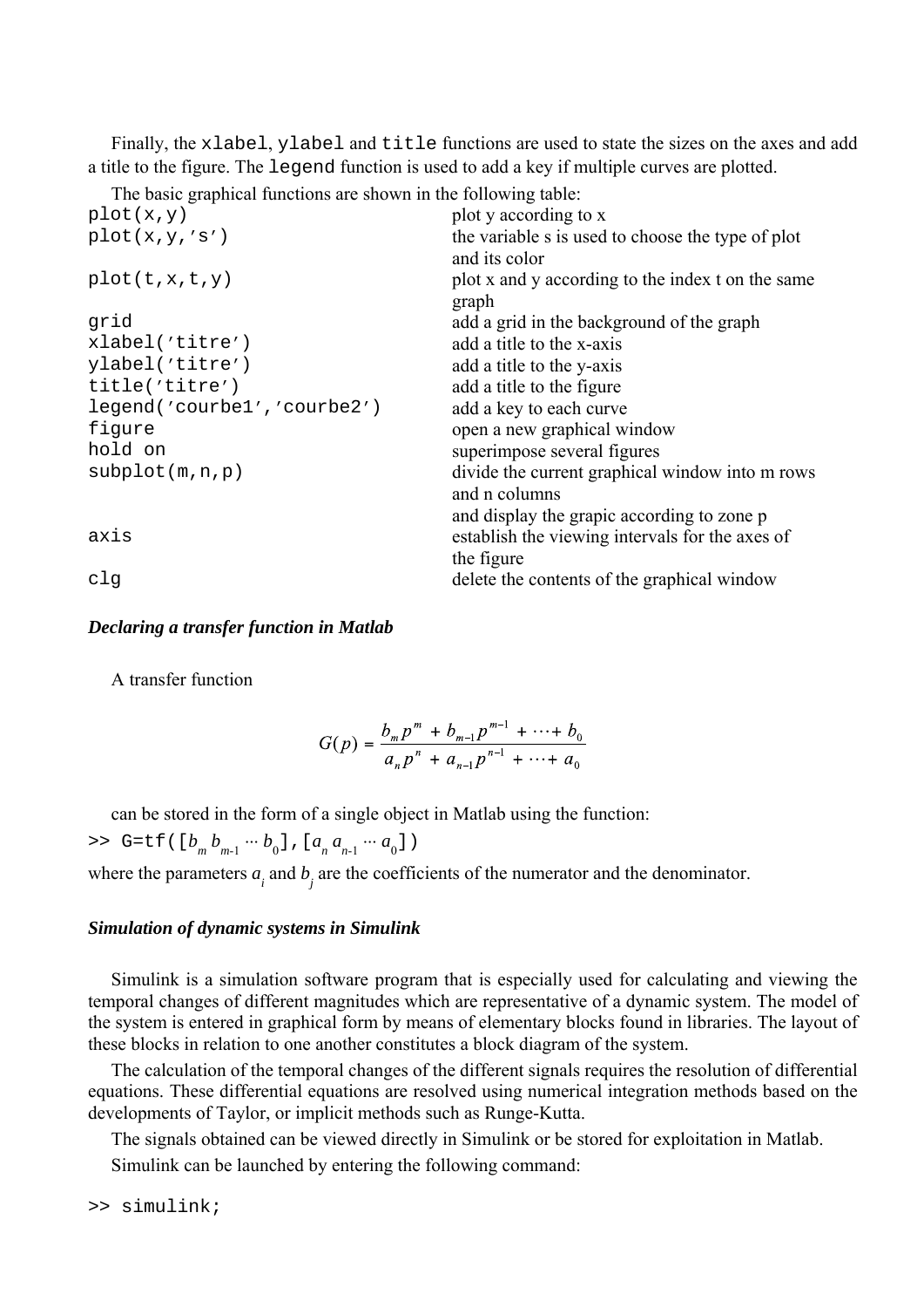Finally, the `xlabel`, `ylabel` and `title` functions are used to state the sizes on the axes and add a title to the figure. The `legend` function is used to add a key if multiple curves are plotted.

The basic graphical functions are shown in the following table:

| | |
|---|---|
| `plot(x,y)` | plot y according to x |
| `plot(x,y,'s')` | the variable s is used to choose the type of plot and its color |
| `plot(t,x,t,y)` | plot x and y according to the index t on the same graph |
| `grid` | add a grid in the background of the graph |
| `xlabel('titre')` | add a title to the x-axis |
| `ylabel('titre')` | add a title to the y-axis |
| `title('titre')` | add a title to the figure |
| `legend('courbe1','courbe2')` | add a key to each curve |
| `figure` | open a new graphical window |
| `hold on` | superimpose several figures |
| `subplot(m,n,p)` | divide the current graphical window into m rows and n columns and display the grapic according to zone p |
| `axis` | establish the viewing intervals for the axes of the figure |
| `clg` | delete the contents of the graphical window |

***Declaring a transfer function in Matlab***

A transfer function

$$G(p) = \frac{b_m p^m + b_{m-1} p^{m-1} + \cdots + b_0}{a_n p^n + a_{n-1} p^{n-1} + \cdots + a_0}$$

can be stored in the form of a single object in Matlab using the function:

>> `G=tf([`$b_m\ b_{m-1} \cdots b_0$`],[`$a_n\ a_{n-1} \cdots a_0$`])`

where the parameters $a_i$ and $b_j$ are the coefficients of the numerator and the denominator.

***Simulation of dynamic systems in Simulink***

Simulink is a simulation software program that is especially used for calculating and viewing the temporal changes of different magnitudes which are representative of a dynamic system. The model of the system is entered in graphical form by means of elementary blocks found in libraries. The layout of these blocks in relation to one another constitutes a block diagram of the system.

The calculation of the temporal changes of the different signals requires the resolution of differential equations. These differential equations are resolved using numerical integration methods based on the developments of Taylor, or implicit methods such as Runge-Kutta.

The signals obtained can be viewed directly in Simulink or be stored for exploitation in Matlab.

Simulink can be launched by entering the following command:

```
>> simulink;
```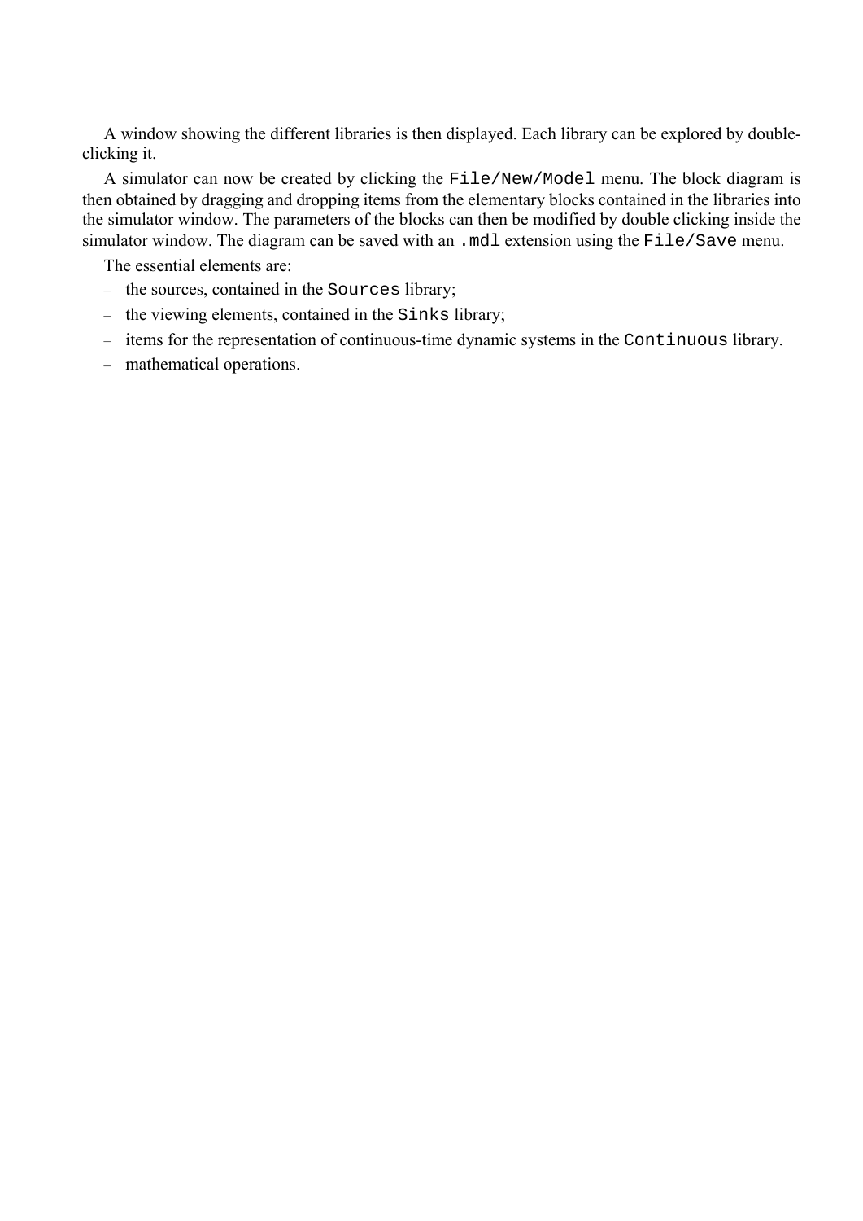A window showing the different libraries is then displayed. Each library can be explored by double-clicking it.

A simulator can now be created by clicking the `File/New/Model` menu. The block diagram is then obtained by dragging and dropping items from the elementary blocks contained in the libraries into the simulator window. The parameters of the blocks can then be modified by double clicking inside the simulator window. The diagram can be saved with an `.mdl` extension using the `File/Save` menu.

The essential elements are:

- the sources, contained in the `Sources` library;
- the viewing elements, contained in the `Sinks` library;
- items for the representation of continuous-time dynamic systems in the `Continuous` library.
- mathematical operations.